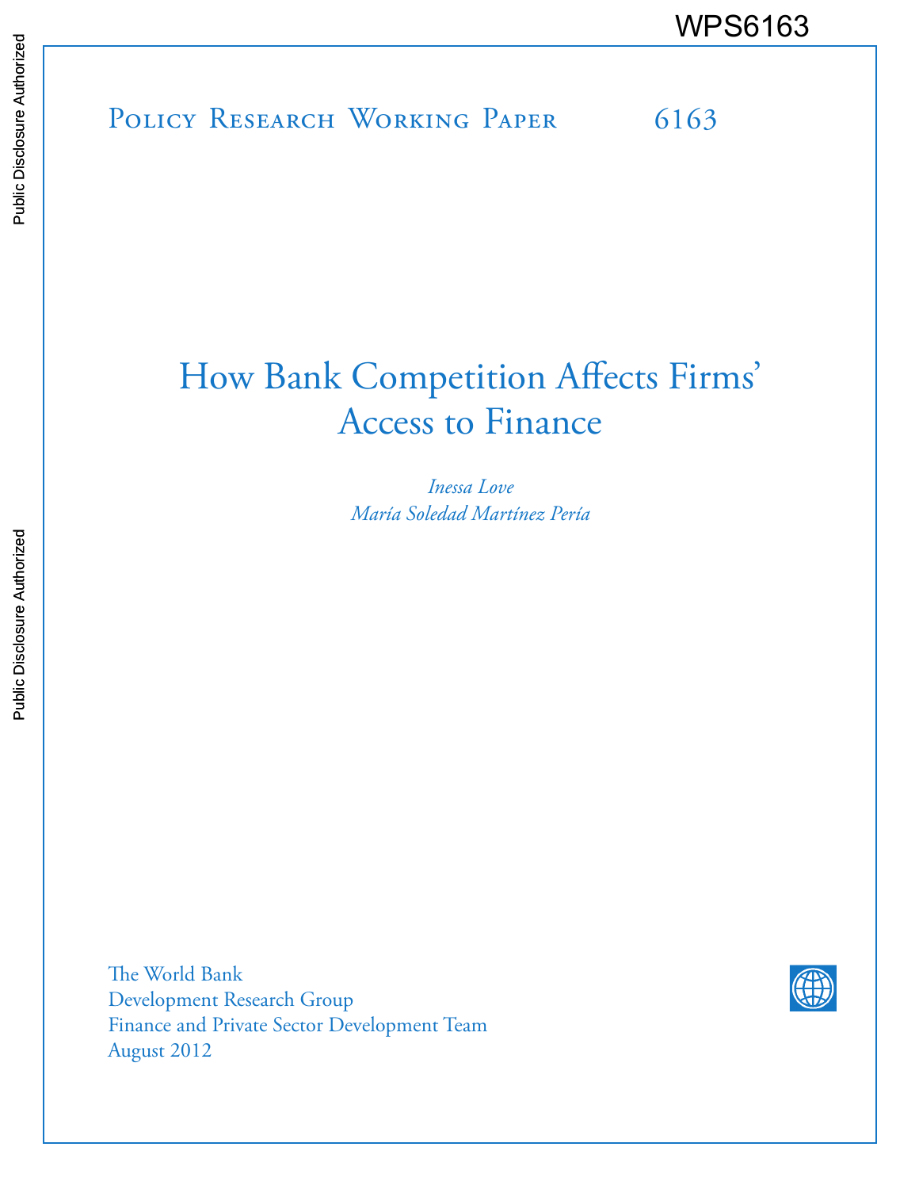WPS6163

Policy Research Working Paper 6163

# How Bank Competition Affects Firms' Access to Finance

*Inessa Love*

*María Soledad Martínez Pería*

The World Bank
Development Research Group
Finance and Private Sector Development Team
August 2012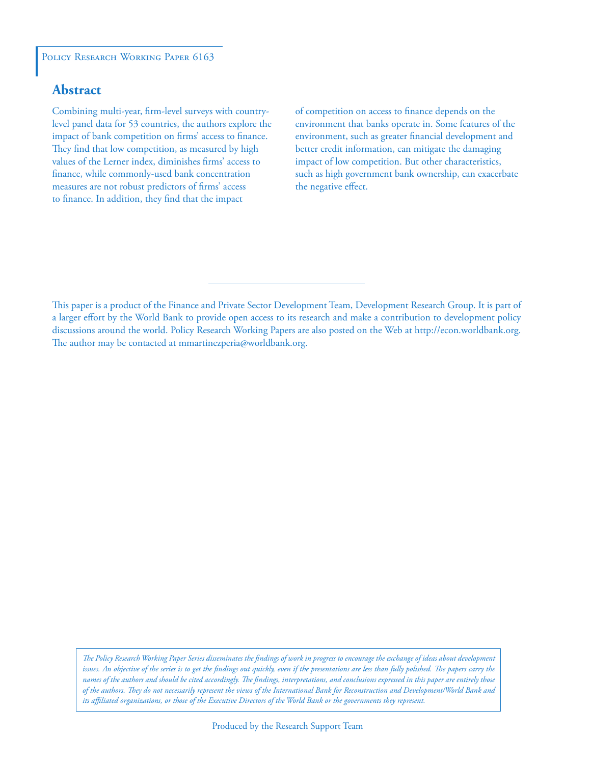Policy Research Working Paper 6163

## Abstract

Combining multi-year, firm-level surveys with country-level panel data for 53 countries, the authors explore the impact of bank competition on firms' access to finance. They find that low competition, as measured by high values of the Lerner index, diminishes firms' access to finance, while commonly-used bank concentration measures are not robust predictors of firms' access to finance. In addition, they find that the impact of competition on access to finance depends on the environment that banks operate in. Some features of the environment, such as greater financial development and better credit information, can mitigate the damaging impact of low competition. But other characteristics, such as high government bank ownership, can exacerbate the negative effect.

---

This paper is a product of the Finance and Private Sector Development Team, Development Research Group. It is part of a larger effort by the World Bank to provide open access to its research and make a contribution to development policy discussions around the world. Policy Research Working Papers are also posted on the Web at http://econ.worldbank.org. The author may be contacted at mmartinezperia@worldbank.org.

*The Policy Research Working Paper Series disseminates the findings of work in progress to encourage the exchange of ideas about development issues. An objective of the series is to get the findings out quickly, even if the presentations are less than fully polished. The papers carry the names of the authors and should be cited accordingly. The findings, interpretations, and conclusions expressed in this paper are entirely those of the authors. They do not necessarily represent the views of the International Bank for Reconstruction and Development/World Bank and its affiliated organizations, or those of the Executive Directors of the World Bank or the governments they represent.*

Produced by the Research Support Team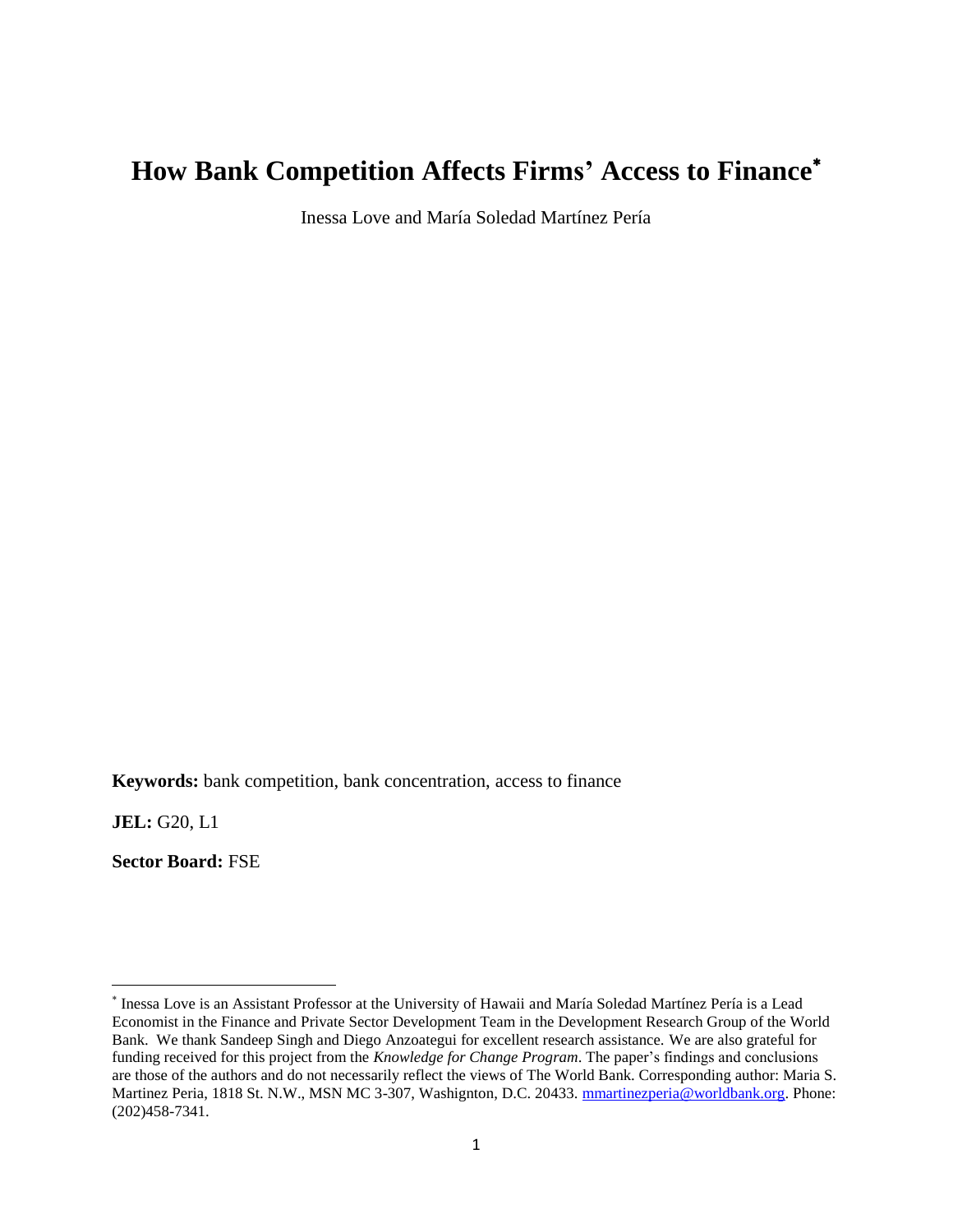# How Bank Competition Affects Firms' Access to Finance[*]

Inessa Love and María Soledad Martínez Pería

**Keywords:** bank competition, bank concentration, access to finance

**JEL:** G20, L1

**Sector Board:** FSE

---

[*] Inessa Love is an Assistant Professor at the University of Hawaii and María Soledad Martínez Pería is a Lead Economist in the Finance and Private Sector Development Team in the Development Research Group of the World Bank. We thank Sandeep Singh and Diego Anzoategui for excellent research assistance. We are also grateful for funding received for this project from the *Knowledge for Change Program*. The paper's findings and conclusions are those of the authors and do not necessarily reflect the views of The World Bank. Corresponding author: Maria S. Martinez Peria, 1818 St. N.W., MSN MC 3-307, Washigngton, D.C. 20433. mmartinezperia@worldbank.org. Phone: (202)458-7341.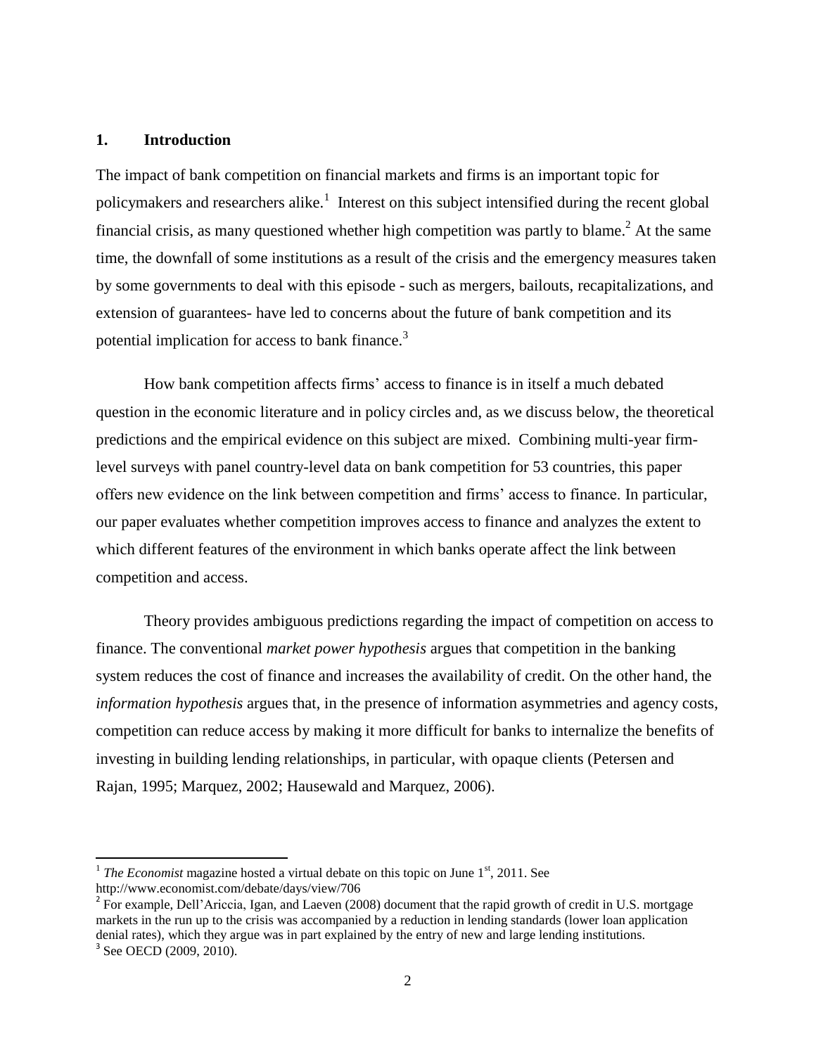## 1. Introduction

The impact of bank competition on financial markets and firms is an important topic for policymakers and researchers alike.[1] Interest on this subject intensified during the recent global financial crisis, as many questioned whether high competition was partly to blame.[2] At the same time, the downfall of some institutions as a result of the crisis and the emergency measures taken by some governments to deal with this episode - such as mergers, bailouts, recapitalizations, and extension of guarantees- have led to concerns about the future of bank competition and its potential implication for access to bank finance.[3]

How bank competition affects firms' access to finance is in itself a much debated question in the economic literature and in policy circles and, as we discuss below, the theoretical predictions and the empirical evidence on this subject are mixed. Combining multi-year firm-level surveys with panel country-level data on bank competition for 53 countries, this paper offers new evidence on the link between competition and firms' access to finance. In particular, our paper evaluates whether competition improves access to finance and analyzes the extent to which different features of the environment in which banks operate affect the link between competition and access.

Theory provides ambiguous predictions regarding the impact of competition on access to finance. The conventional *market power hypothesis* argues that competition in the banking system reduces the cost of finance and increases the availability of credit. On the other hand, the *information hypothesis* argues that, in the presence of information asymmetries and agency costs, competition can reduce access by making it more difficult for banks to internalize the benefits of investing in building lending relationships, in particular, with opaque clients (Petersen and Rajan, 1995; Marquez, 2002; Hausewald and Marquez, 2006).

---

[1] *The Economist* magazine hosted a virtual debate on this topic on June 1st, 2011. See http://www.economist.com/debate/days/view/706

[2] For example, Dell'Ariccia, Igan, and Laeven (2008) document that the rapid growth of credit in U.S. mortgage markets in the run up to the crisis was accompanied by a reduction in lending standards (lower loan application denial rates), which they argue was in part explained by the entry of new and large lending institutions.

[3] See OECD (2009, 2010).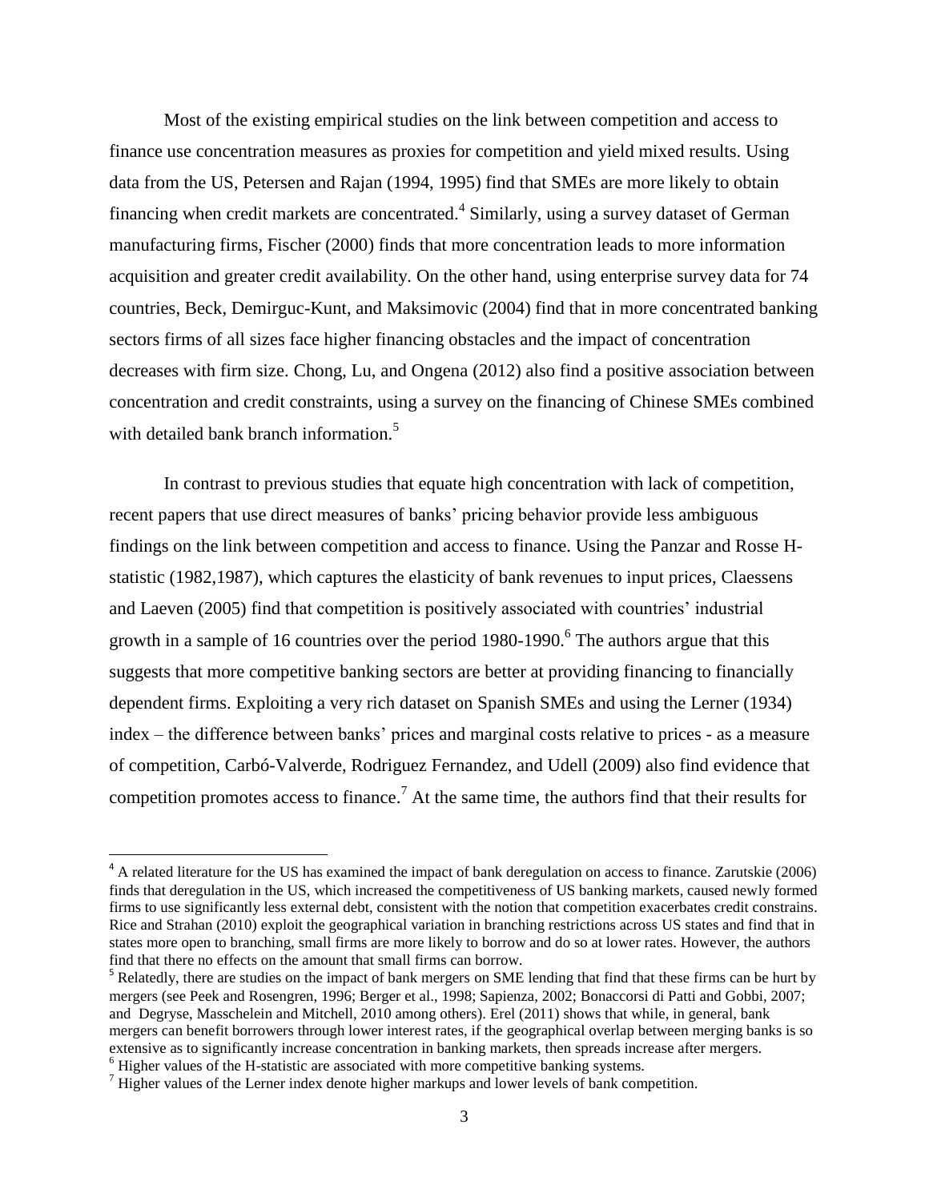Most of the existing empirical studies on the link between competition and access to finance use concentration measures as proxies for competition and yield mixed results. Using data from the US, Petersen and Rajan (1994, 1995) find that SMEs are more likely to obtain financing when credit markets are concentrated.[4] Similarly, using a survey dataset of German manufacturing firms, Fischer (2000) finds that more concentration leads to more information acquisition and greater credit availability. On the other hand, using enterprise survey data for 74 countries, Beck, Demirguc-Kunt, and Maksimovic (2004) find that in more concentrated banking sectors firms of all sizes face higher financing obstacles and the impact of concentration decreases with firm size. Chong, Lu, and Ongena (2012) also find a positive association between concentration and credit constraints, using a survey on the financing of Chinese SMEs combined with detailed bank branch information.[5]

In contrast to previous studies that equate high concentration with lack of competition, recent papers that use direct measures of banks' pricing behavior provide less ambiguous findings on the link between competition and access to finance. Using the Panzar and Rosse H-statistic (1982,1987), which captures the elasticity of bank revenues to input prices, Claessens and Laeven (2005) find that competition is positively associated with countries' industrial growth in a sample of 16 countries over the period 1980-1990.[6] The authors argue that this suggests that more competitive banking sectors are better at providing financing to financially dependent firms. Exploiting a very rich dataset on Spanish SMEs and using the Lerner (1934) index – the difference between banks' prices and marginal costs relative to prices - as a measure of competition, Carbó-Valverde, Rodriguez Fernandez, and Udell (2009) also find evidence that competition promotes access to finance.[7] At the same time, the authors find that their results for

---

[4] A related literature for the US has examined the impact of bank deregulation on access to finance. Zarutskie (2006) finds that deregulation in the US, which increased the competitiveness of US banking markets, caused newly formed firms to use significantly less external debt, consistent with the notion that competition exacerbates credit constrains. Rice and Strahan (2010) exploit the geographical variation in branching restrictions across US states and find that in states more open to branching, small firms are more likely to borrow and do so at lower rates. However, the authors find that there no effects on the amount that small firms can borrow.

[5] Relatedly, there are studies on the impact of bank mergers on SME lending that find that these firms can be hurt by mergers (see Peek and Rosengren, 1996; Berger et al., 1998; Sapienza, 2002; Bonaccorsi di Patti and Gobbi, 2007; and Degryse, Masschelein and Mitchell, 2010 among others). Erel (2011) shows that while, in general, bank mergers can benefit borrowers through lower interest rates, if the geographical overlap between merging banks is so extensive as to significantly increase concentration in banking markets, then spreads increase after mergers.

[6] Higher values of the H-statistic are associated with more competitive banking systems.

[7] Higher values of the Lerner index denote higher markups and lower levels of bank competition.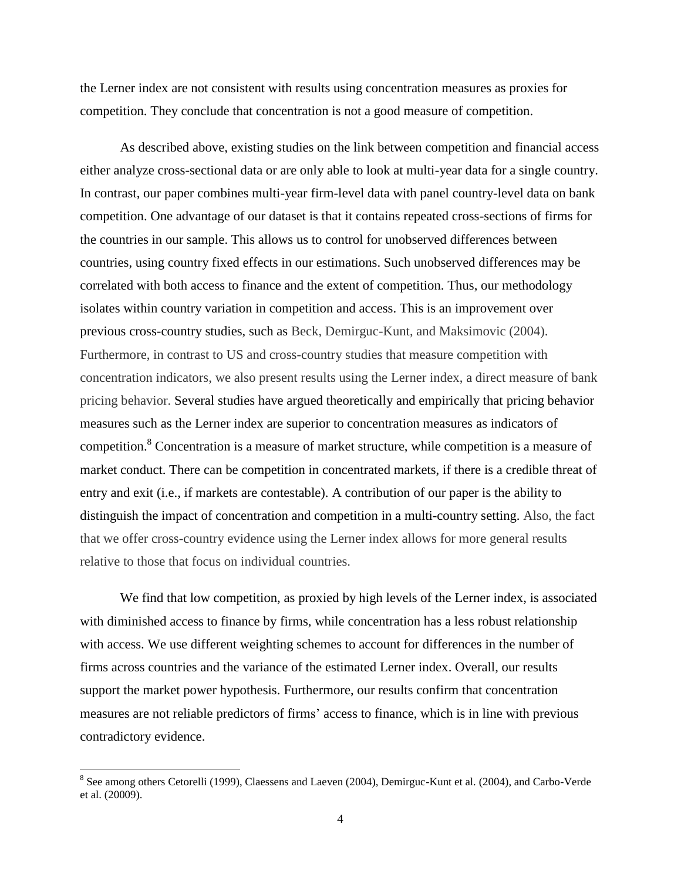the Lerner index are not consistent with results using concentration measures as proxies for competition. They conclude that concentration is not a good measure of competition.

As described above, existing studies on the link between competition and financial access either analyze cross-sectional data or are only able to look at multi-year data for a single country. In contrast, our paper combines multi-year firm-level data with panel country-level data on bank competition. One advantage of our dataset is that it contains repeated cross-sections of firms for the countries in our sample. This allows us to control for unobserved differences between countries, using country fixed effects in our estimations. Such unobserved differences may be correlated with both access to finance and the extent of competition. Thus, our methodology isolates within country variation in competition and access. This is an improvement over previous cross-country studies, such as Beck, Demirguc-Kunt, and Maksimovic (2004). Furthermore, in contrast to US and cross-country studies that measure competition with concentration indicators, we also present results using the Lerner index, a direct measure of bank pricing behavior. Several studies have argued theoretically and empirically that pricing behavior measures such as the Lerner index are superior to concentration measures as indicators of competition.[8] Concentration is a measure of market structure, while competition is a measure of market conduct. There can be competition in concentrated markets, if there is a credible threat of entry and exit (i.e., if markets are contestable). A contribution of our paper is the ability to distinguish the impact of concentration and competition in a multi-country setting. Also, the fact that we offer cross-country evidence using the Lerner index allows for more general results relative to those that focus on individual countries.

We find that low competition, as proxied by high levels of the Lerner index, is associated with diminished access to finance by firms, while concentration has a less robust relationship with access. We use different weighting schemes to account for differences in the number of firms across countries and the variance of the estimated Lerner index. Overall, our results support the market power hypothesis. Furthermore, our results confirm that concentration measures are not reliable predictors of firms' access to finance, which is in line with previous contradictory evidence.

[8] See among others Cetorelli (1999), Claessens and Laeven (2004), Demirguc-Kunt et al. (2004), and Carbo-Verde et al. (20009).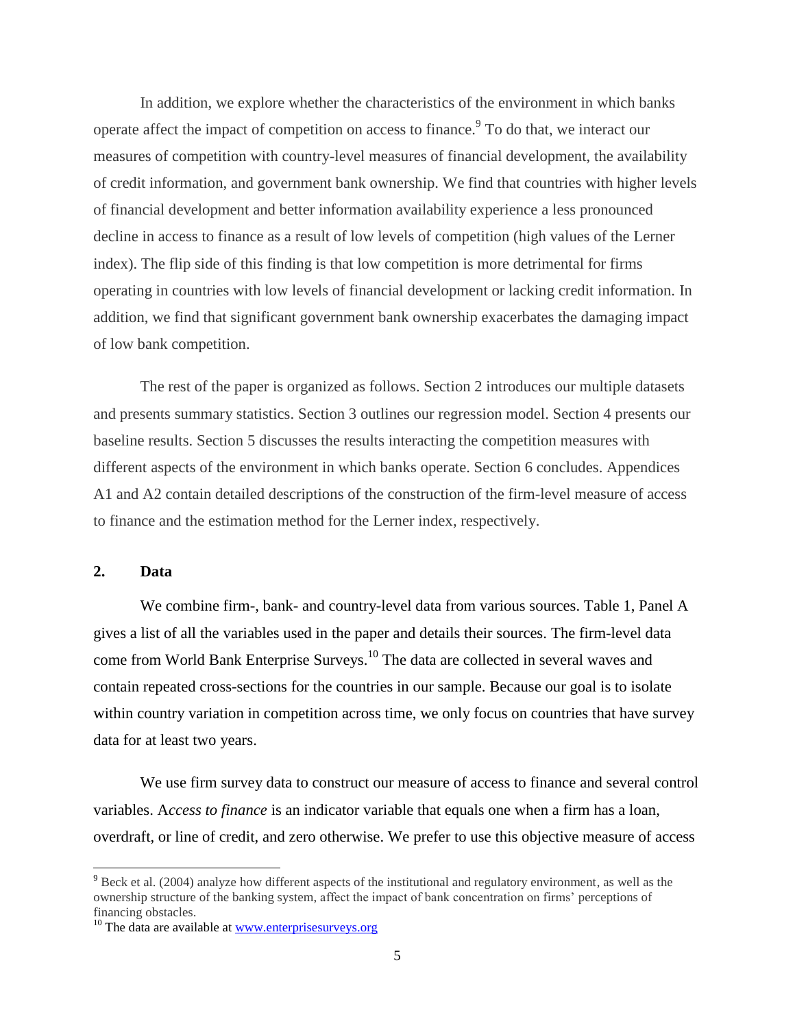In addition, we explore whether the characteristics of the environment in which banks operate affect the impact of competition on access to finance.[9] To do that, we interact our measures of competition with country-level measures of financial development, the availability of credit information, and government bank ownership. We find that countries with higher levels of financial development and better information availability experience a less pronounced decline in access to finance as a result of low levels of competition (high values of the Lerner index). The flip side of this finding is that low competition is more detrimental for firms operating in countries with low levels of financial development or lacking credit information. In addition, we find that significant government bank ownership exacerbates the damaging impact of low bank competition.

The rest of the paper is organized as follows. Section 2 introduces our multiple datasets and presents summary statistics. Section 3 outlines our regression model. Section 4 presents our baseline results. Section 5 discusses the results interacting the competition measures with different aspects of the environment in which banks operate. Section 6 concludes. Appendices A1 and A2 contain detailed descriptions of the construction of the firm-level measure of access to finance and the estimation method for the Lerner index, respectively.

## 2. Data

We combine firm-, bank- and country-level data from various sources. Table 1, Panel A gives a list of all the variables used in the paper and details their sources. The firm-level data come from World Bank Enterprise Surveys.[10] The data are collected in several waves and contain repeated cross-sections for the countries in our sample. Because our goal is to isolate within country variation in competition across time, we only focus on countries that have survey data for at least two years.

We use firm survey data to construct our measure of access to finance and several control variables. A*ccess to finance* is an indicator variable that equals one when a firm has a loan, overdraft, or line of credit, and zero otherwise. We prefer to use this objective measure of access

---

[9] Beck et al. (2004) analyze how different aspects of the institutional and regulatory environment, as well as the ownership structure of the banking system, affect the impact of bank concentration on firms' perceptions of financing obstacles.

[10] The data are available at www.enterprisesurveys.org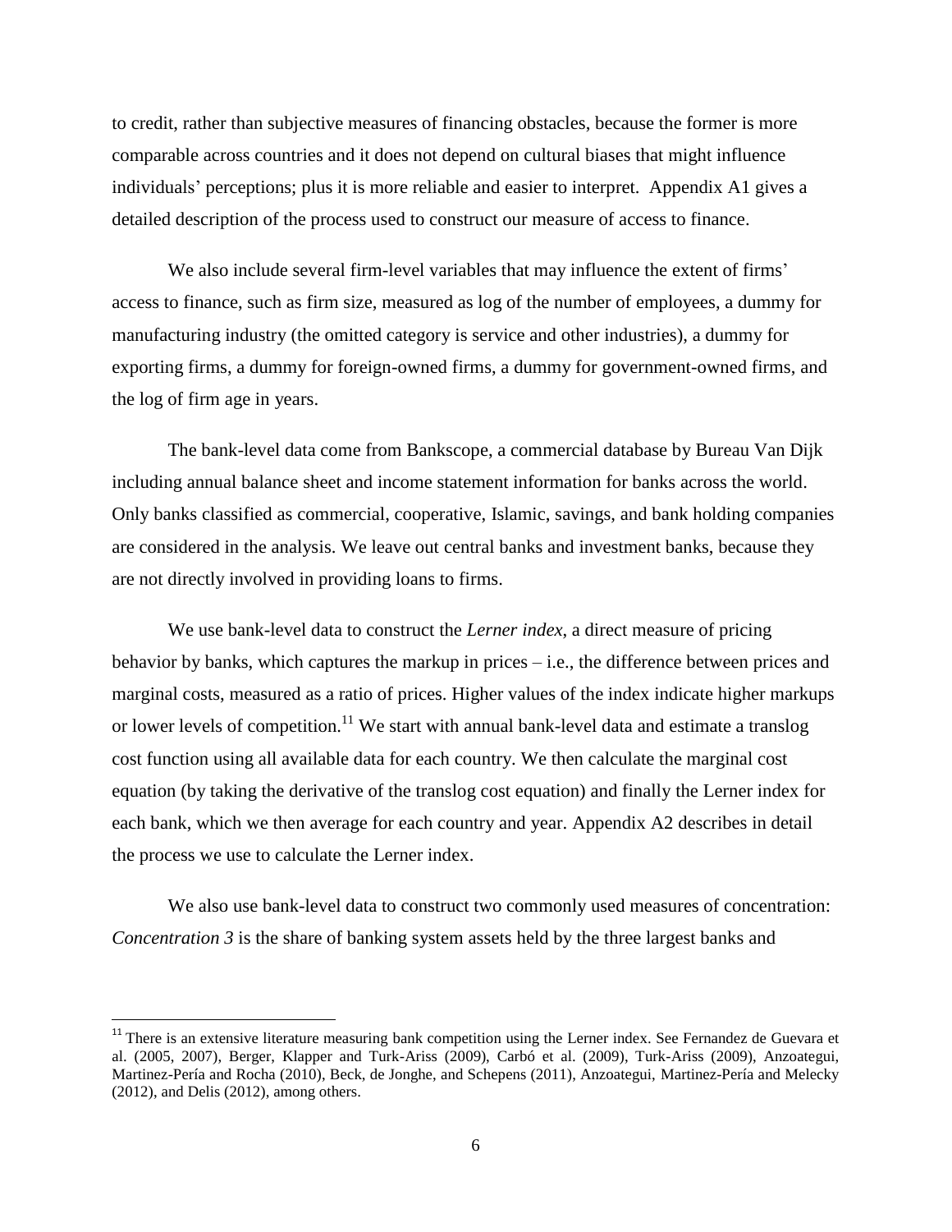to credit, rather than subjective measures of financing obstacles, because the former is more comparable across countries and it does not depend on cultural biases that might influence individuals' perceptions; plus it is more reliable and easier to interpret. Appendix A1 gives a detailed description of the process used to construct our measure of access to finance.

We also include several firm-level variables that may influence the extent of firms' access to finance, such as firm size, measured as log of the number of employees, a dummy for manufacturing industry (the omitted category is service and other industries), a dummy for exporting firms, a dummy for foreign-owned firms, a dummy for government-owned firms, and the log of firm age in years.

The bank-level data come from Bankscope, a commercial database by Bureau Van Dijk including annual balance sheet and income statement information for banks across the world. Only banks classified as commercial, cooperative, Islamic, savings, and bank holding companies are considered in the analysis. We leave out central banks and investment banks, because they are not directly involved in providing loans to firms.

We use bank-level data to construct the *Lerner index*, a direct measure of pricing behavior by banks, which captures the markup in prices – i.e., the difference between prices and marginal costs, measured as a ratio of prices. Higher values of the index indicate higher markups or lower levels of competition.[11] We start with annual bank-level data and estimate a translog cost function using all available data for each country. We then calculate the marginal cost equation (by taking the derivative of the translog cost equation) and finally the Lerner index for each bank, which we then average for each country and year. Appendix A2 describes in detail the process we use to calculate the Lerner index.

We also use bank-level data to construct two commonly used measures of concentration: *Concentration 3* is the share of banking system assets held by the three largest banks and

[11] There is an extensive literature measuring bank competition using the Lerner index. See Fernandez de Guevara et al. (2005, 2007), Berger, Klapper and Turk-Ariss (2009), Carbó et al. (2009), Turk-Ariss (2009), Anzoategui, Martinez-Pería and Rocha (2010), Beck, de Jonghe, and Schepens (2011), Anzoategui, Martinez-Pería and Melecky (2012), and Delis (2012), among others.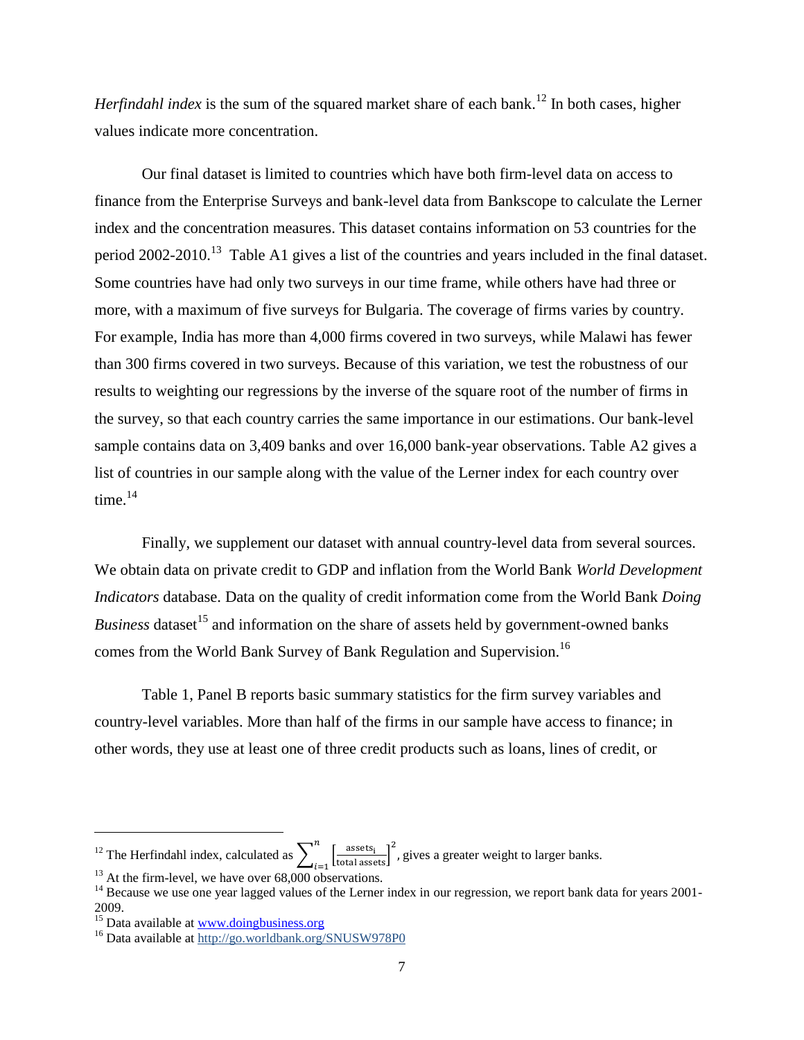*Herfindahl index* is the sum of the squared market share of each bank.[12] In both cases, higher values indicate more concentration.

Our final dataset is limited to countries which have both firm-level data on access to finance from the Enterprise Surveys and bank-level data from Bankscope to calculate the Lerner index and the concentration measures. This dataset contains information on 53 countries for the period 2002-2010.[13] Table A1 gives a list of the countries and years included in the final dataset. Some countries have had only two surveys in our time frame, while others have had three or more, with a maximum of five surveys for Bulgaria. The coverage of firms varies by country. For example, India has more than 4,000 firms covered in two surveys, while Malawi has fewer than 300 firms covered in two surveys. Because of this variation, we test the robustness of our results to weighting our regressions by the inverse of the square root of the number of firms in the survey, so that each country carries the same importance in our estimations. Our bank-level sample contains data on 3,409 banks and over 16,000 bank-year observations. Table A2 gives a list of countries in our sample along with the value of the Lerner index for each country over time.[14]

Finally, we supplement our dataset with annual country-level data from several sources. We obtain data on private credit to GDP and inflation from the World Bank *World Development Indicators* database. Data on the quality of credit information come from the World Bank *Doing Business* dataset[15] and information on the share of assets held by government-owned banks comes from the World Bank Survey of Bank Regulation and Supervision.[16]

Table 1, Panel B reports basic summary statistics for the firm survey variables and country-level variables. More than half of the firms in our sample have access to finance; in other words, they use at least one of three credit products such as loans, lines of credit, or

---

[12] The Herfindahl index, calculated as $\sum_{i=1}^{n}\left[\frac{\text{assets}_i}{\text{total assets}}\right]^2$, gives a greater weight to larger banks.

[13] At the firm-level, we have over 68,000 observations.

[14] Because we use one year lagged values of the Lerner index in our regression, we report bank data for years 2001-2009.

[15] Data available at www.doingbusiness.org

[16] Data available at http://go.worldbank.org/SNUSW978P0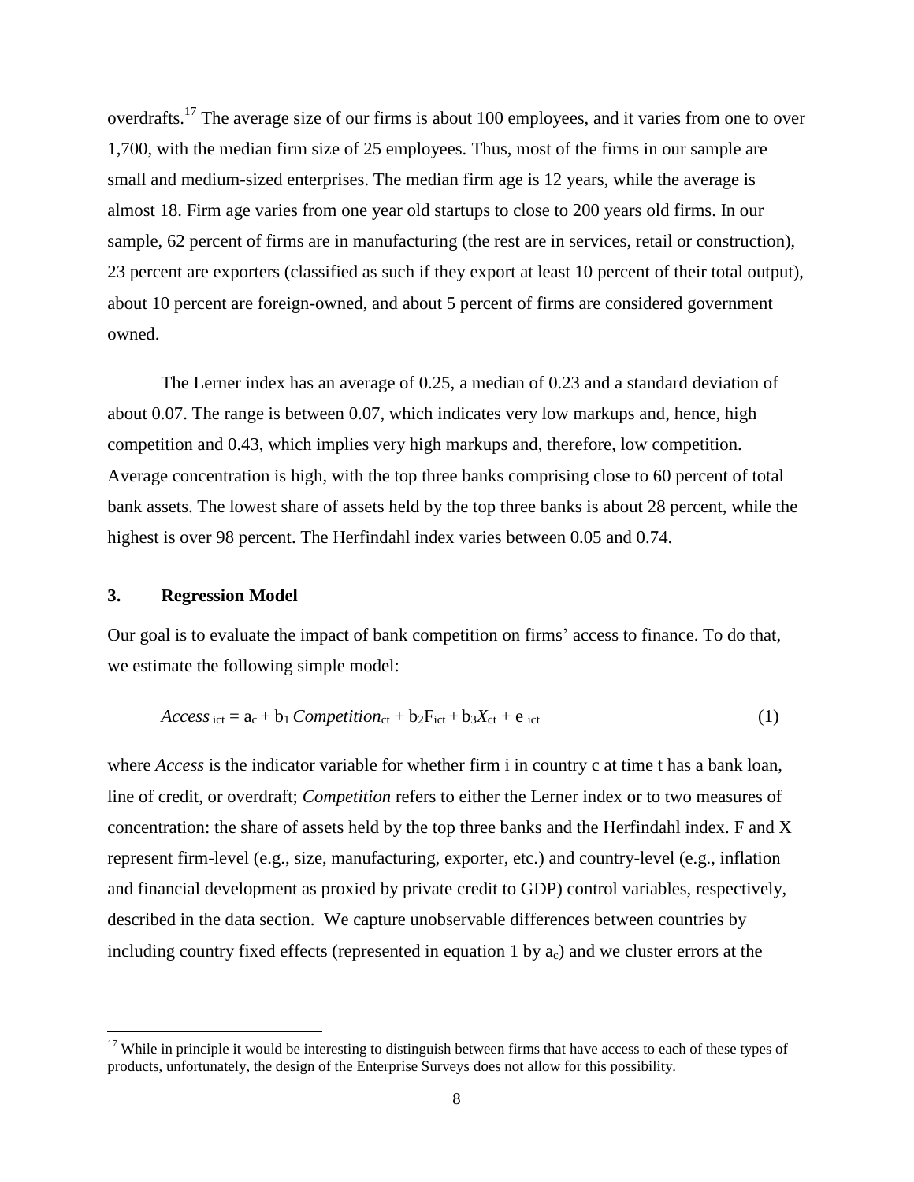overdrafts.[17] The average size of our firms is about 100 employees, and it varies from one to over 1,700, with the median firm size of 25 employees. Thus, most of the firms in our sample are small and medium-sized enterprises. The median firm age is 12 years, while the average is almost 18. Firm age varies from one year old startups to close to 200 years old firms. In our sample, 62 percent of firms are in manufacturing (the rest are in services, retail or construction), 23 percent are exporters (classified as such if they export at least 10 percent of their total output), about 10 percent are foreign-owned, and about 5 percent of firms are considered government owned.

The Lerner index has an average of 0.25, a median of 0.23 and a standard deviation of about 0.07. The range is between 0.07, which indicates very low markups and, hence, high competition and 0.43, which implies very high markups and, therefore, low competition. Average concentration is high, with the top three banks comprising close to 60 percent of total bank assets. The lowest share of assets held by the top three banks is about 28 percent, while the highest is over 98 percent. The Herfindahl index varies between 0.05 and 0.74.

## 3. Regression Model

Our goal is to evaluate the impact of bank competition on firms' access to finance. To do that, we estimate the following simple model:

$$Access_{ict} = a_c + b_1\, Competition_{ct} + b_2 F_{ict} + b_3 X_{ct} + e_{ict} \tag{1}$$

where *Access* is the indicator variable for whether firm i in country c at time t has a bank loan, line of credit, or overdraft; *Competition* refers to either the Lerner index or to two measures of concentration: the share of assets held by the top three banks and the Herfindahl index. F and X represent firm-level (e.g., size, manufacturing, exporter, etc.) and country-level (e.g., inflation and financial development as proxied by private credit to GDP) control variables, respectively, described in the data section. We capture unobservable differences between countries by including country fixed effects (represented in equation 1 by $a_c$) and we cluster errors at the

---

[17] While in principle it would be interesting to distinguish between firms that have access to each of these types of products, unfortunately, the design of the Enterprise Surveys does not allow for this possibility.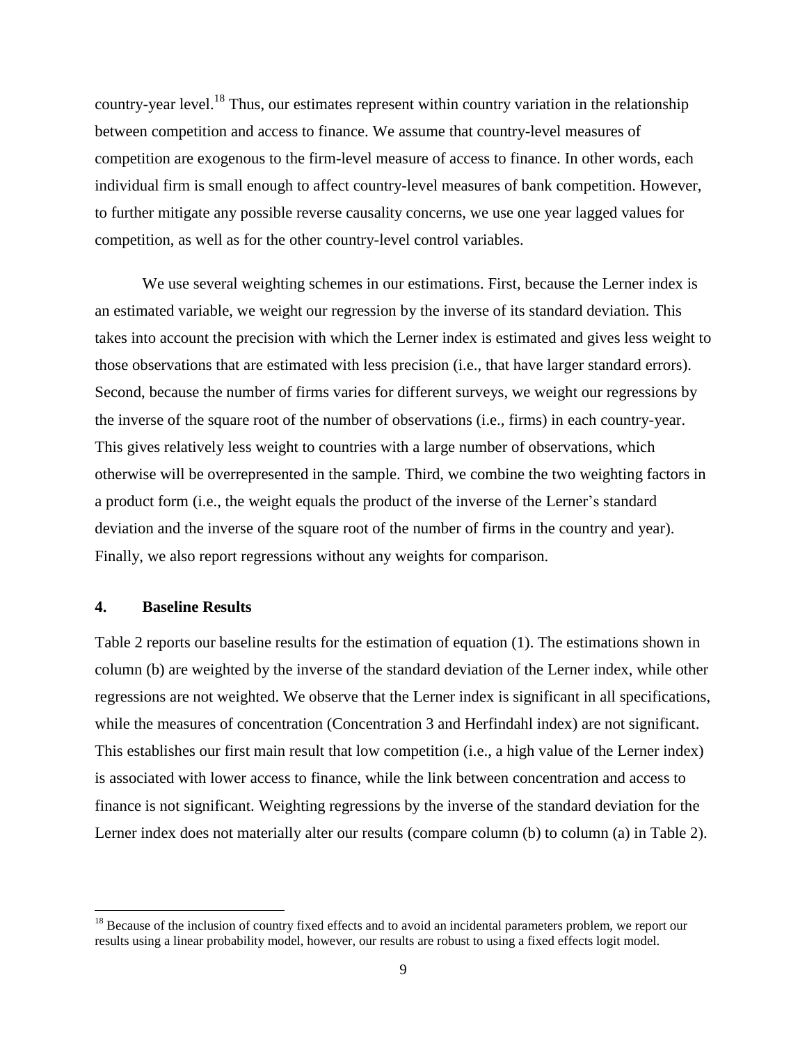country-year level.[18] Thus, our estimates represent within country variation in the relationship between competition and access to finance. We assume that country-level measures of competition are exogenous to the firm-level measure of access to finance. In other words, each individual firm is small enough to affect country-level measures of bank competition. However, to further mitigate any possible reverse causality concerns, we use one year lagged values for competition, as well as for the other country-level control variables.

We use several weighting schemes in our estimations. First, because the Lerner index is an estimated variable, we weight our regression by the inverse of its standard deviation. This takes into account the precision with which the Lerner index is estimated and gives less weight to those observations that are estimated with less precision (i.e., that have larger standard errors). Second, because the number of firms varies for different surveys, we weight our regressions by the inverse of the square root of the number of observations (i.e., firms) in each country-year. This gives relatively less weight to countries with a large number of observations, which otherwise will be overrepresented in the sample. Third, we combine the two weighting factors in a product form (i.e., the weight equals the product of the inverse of the Lerner's standard deviation and the inverse of the square root of the number of firms in the country and year). Finally, we also report regressions without any weights for comparison.

## 4. Baseline Results

Table 2 reports our baseline results for the estimation of equation (1). The estimations shown in column (b) are weighted by the inverse of the standard deviation of the Lerner index, while other regressions are not weighted. We observe that the Lerner index is significant in all specifications, while the measures of concentration (Concentration 3 and Herfindahl index) are not significant. This establishes our first main result that low competition (i.e., a high value of the Lerner index) is associated with lower access to finance, while the link between concentration and access to finance is not significant. Weighting regressions by the inverse of the standard deviation for the Lerner index does not materially alter our results (compare column (b) to column (a) in Table 2).

[18] Because of the inclusion of country fixed effects and to avoid an incidental parameters problem, we report our results using a linear probability model, however, our results are robust to using a fixed effects logit model.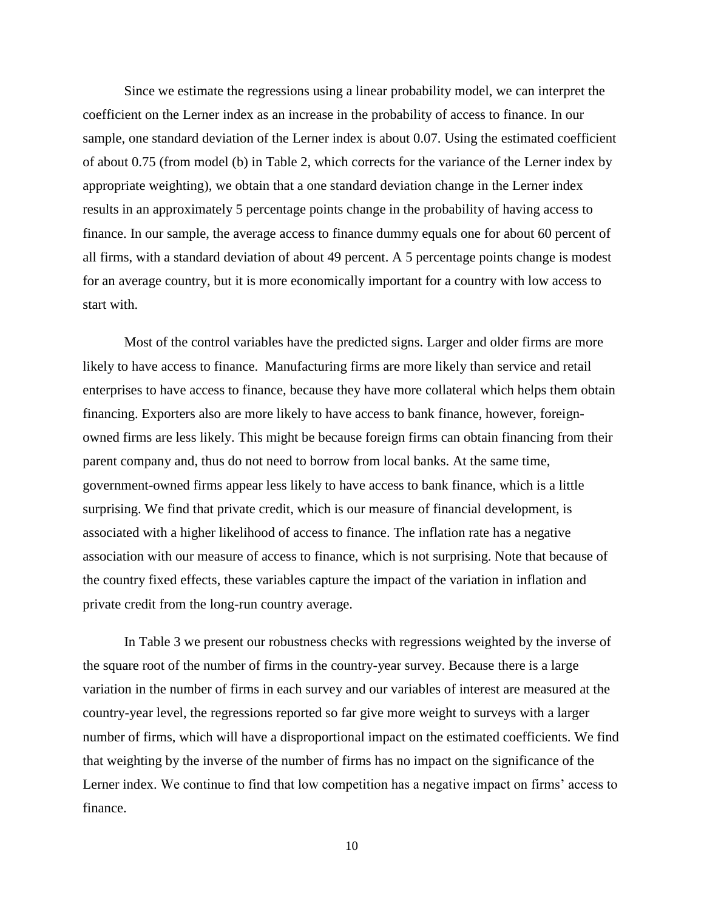Since we estimate the regressions using a linear probability model, we can interpret the coefficient on the Lerner index as an increase in the probability of access to finance. In our sample, one standard deviation of the Lerner index is about 0.07. Using the estimated coefficient of about 0.75 (from model (b) in Table 2, which corrects for the variance of the Lerner index by appropriate weighting), we obtain that a one standard deviation change in the Lerner index results in an approximately 5 percentage points change in the probability of having access to finance. In our sample, the average access to finance dummy equals one for about 60 percent of all firms, with a standard deviation of about 49 percent. A 5 percentage points change is modest for an average country, but it is more economically important for a country with low access to start with.

Most of the control variables have the predicted signs. Larger and older firms are more likely to have access to finance. Manufacturing firms are more likely than service and retail enterprises to have access to finance, because they have more collateral which helps them obtain financing. Exporters also are more likely to have access to bank finance, however, foreign-owned firms are less likely. This might be because foreign firms can obtain financing from their parent company and, thus do not need to borrow from local banks. At the same time, government-owned firms appear less likely to have access to bank finance, which is a little surprising. We find that private credit, which is our measure of financial development, is associated with a higher likelihood of access to finance. The inflation rate has a negative association with our measure of access to finance, which is not surprising. Note that because of the country fixed effects, these variables capture the impact of the variation in inflation and private credit from the long-run country average.

In Table 3 we present our robustness checks with regressions weighted by the inverse of the square root of the number of firms in the country-year survey. Because there is a large variation in the number of firms in each survey and our variables of interest are measured at the country-year level, the regressions reported so far give more weight to surveys with a larger number of firms, which will have a disproportional impact on the estimated coefficients. We find that weighting by the inverse of the number of firms has no impact on the significance of the Lerner index. We continue to find that low competition has a negative impact on firms' access to finance.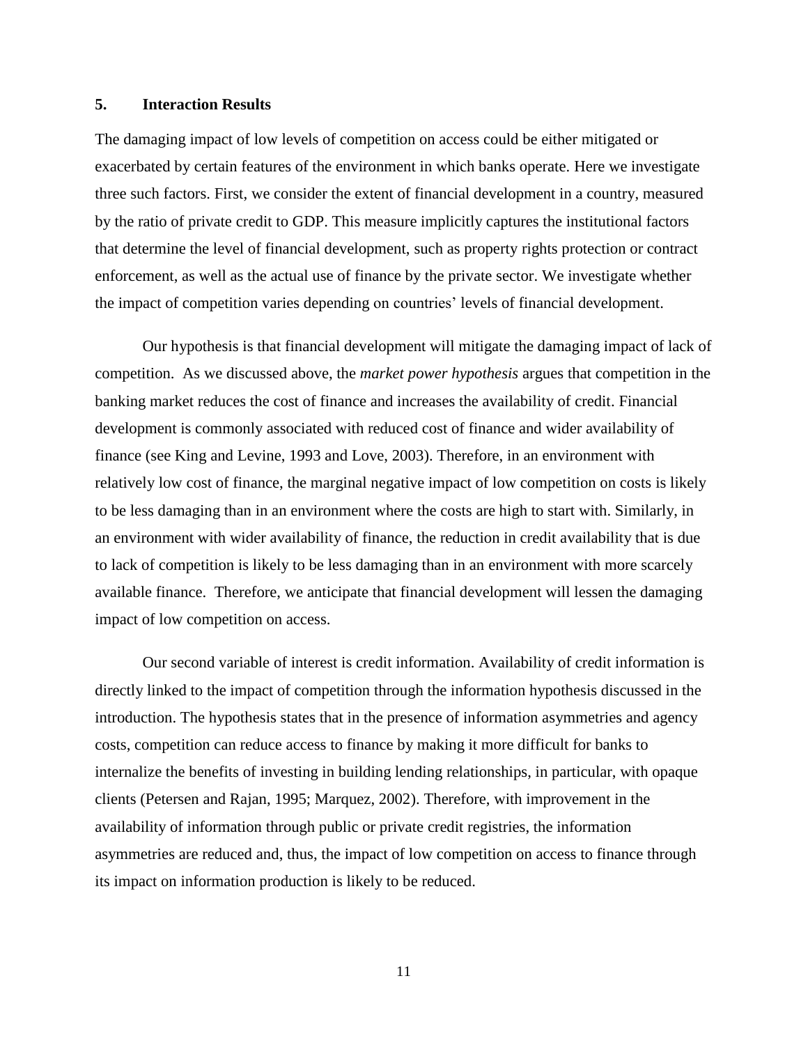## 5. Interaction Results

The damaging impact of low levels of competition on access could be either mitigated or exacerbated by certain features of the environment in which banks operate. Here we investigate three such factors. First, we consider the extent of financial development in a country, measured by the ratio of private credit to GDP. This measure implicitly captures the institutional factors that determine the level of financial development, such as property rights protection or contract enforcement, as well as the actual use of finance by the private sector. We investigate whether the impact of competition varies depending on countries' levels of financial development.

Our hypothesis is that financial development will mitigate the damaging impact of lack of competition. As we discussed above, the *market power hypothesis* argues that competition in the banking market reduces the cost of finance and increases the availability of credit. Financial development is commonly associated with reduced cost of finance and wider availability of finance (see King and Levine, 1993 and Love, 2003). Therefore, in an environment with relatively low cost of finance, the marginal negative impact of low competition on costs is likely to be less damaging than in an environment where the costs are high to start with. Similarly, in an environment with wider availability of finance, the reduction in credit availability that is due to lack of competition is likely to be less damaging than in an environment with more scarcely available finance. Therefore, we anticipate that financial development will lessen the damaging impact of low competition on access.

Our second variable of interest is credit information. Availability of credit information is directly linked to the impact of competition through the information hypothesis discussed in the introduction. The hypothesis states that in the presence of information asymmetries and agency costs, competition can reduce access to finance by making it more difficult for banks to internalize the benefits of investing in building lending relationships, in particular, with opaque clients (Petersen and Rajan, 1995; Marquez, 2002). Therefore, with improvement in the availability of information through public or private credit registries, the information asymmetries are reduced and, thus, the impact of low competition on access to finance through its impact on information production is likely to be reduced.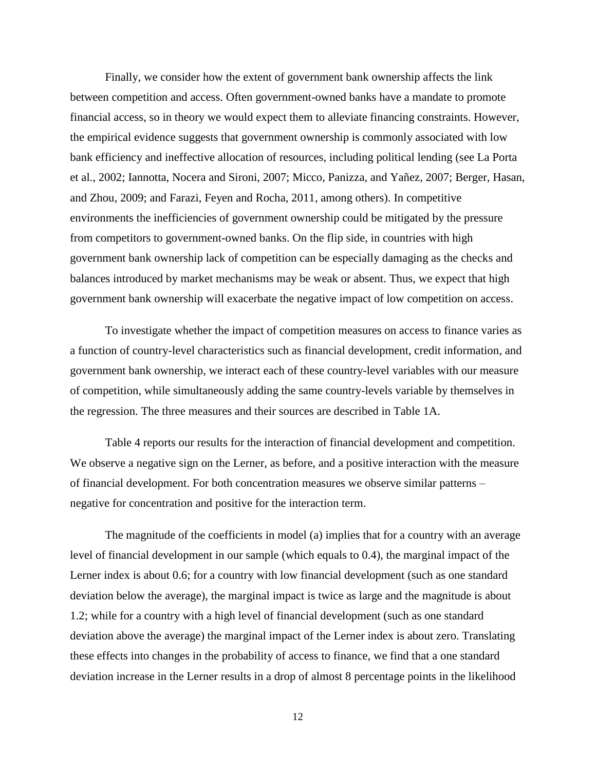Finally, we consider how the extent of government bank ownership affects the link between competition and access. Often government-owned banks have a mandate to promote financial access, so in theory we would expect them to alleviate financing constraints. However, the empirical evidence suggests that government ownership is commonly associated with low bank efficiency and ineffective allocation of resources, including political lending (see La Porta et al., 2002; Iannotta, Nocera and Sironi, 2007; Micco, Panizza, and Yañez, 2007; Berger, Hasan, and Zhou, 2009; and Farazi, Feyen and Rocha, 2011, among others). In competitive environments the inefficiencies of government ownership could be mitigated by the pressure from competitors to government-owned banks. On the flip side, in countries with high government bank ownership lack of competition can be especially damaging as the checks and balances introduced by market mechanisms may be weak or absent. Thus, we expect that high government bank ownership will exacerbate the negative impact of low competition on access.

To investigate whether the impact of competition measures on access to finance varies as a function of country-level characteristics such as financial development, credit information, and government bank ownership, we interact each of these country-level variables with our measure of competition, while simultaneously adding the same country-levels variable by themselves in the regression. The three measures and their sources are described in Table 1A.

Table 4 reports our results for the interaction of financial development and competition. We observe a negative sign on the Lerner, as before, and a positive interaction with the measure of financial development. For both concentration measures we observe similar patterns – negative for concentration and positive for the interaction term.

The magnitude of the coefficients in model (a) implies that for a country with an average level of financial development in our sample (which equals to 0.4), the marginal impact of the Lerner index is about 0.6; for a country with low financial development (such as one standard deviation below the average), the marginal impact is twice as large and the magnitude is about 1.2; while for a country with a high level of financial development (such as one standard deviation above the average) the marginal impact of the Lerner index is about zero. Translating these effects into changes in the probability of access to finance, we find that a one standard deviation increase in the Lerner results in a drop of almost 8 percentage points in the likelihood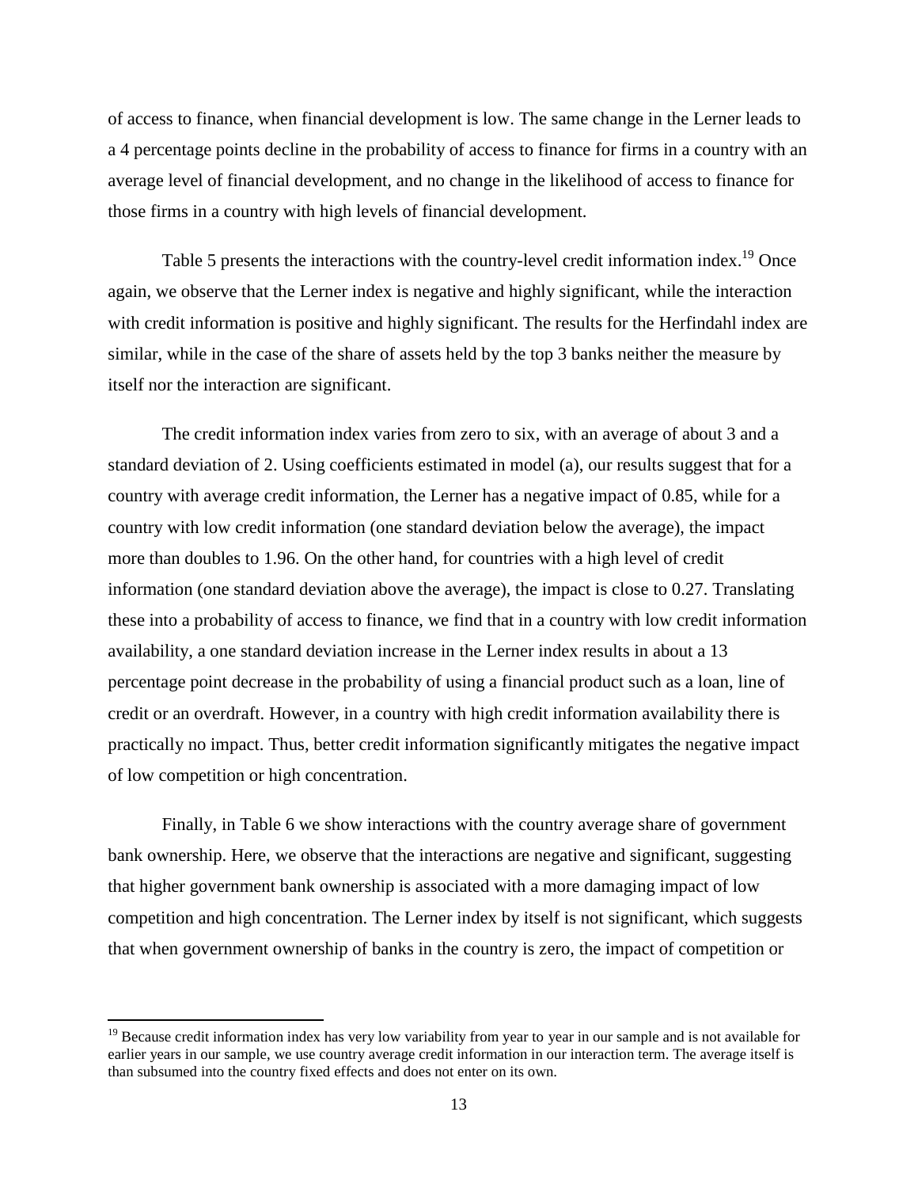of access to finance, when financial development is low. The same change in the Lerner leads to a 4 percentage points decline in the probability of access to finance for firms in a country with an average level of financial development, and no change in the likelihood of access to finance for those firms in a country with high levels of financial development.

Table 5 presents the interactions with the country-level credit information index.[19] Once again, we observe that the Lerner index is negative and highly significant, while the interaction with credit information is positive and highly significant. The results for the Herfindahl index are similar, while in the case of the share of assets held by the top 3 banks neither the measure by itself nor the interaction are significant.

The credit information index varies from zero to six, with an average of about 3 and a standard deviation of 2. Using coefficients estimated in model (a), our results suggest that for a country with average credit information, the Lerner has a negative impact of 0.85, while for a country with low credit information (one standard deviation below the average), the impact more than doubles to 1.96. On the other hand, for countries with a high level of credit information (one standard deviation above the average), the impact is close to 0.27. Translating these into a probability of access to finance, we find that in a country with low credit information availability, a one standard deviation increase in the Lerner index results in about a 13 percentage point decrease in the probability of using a financial product such as a loan, line of credit or an overdraft. However, in a country with high credit information availability there is practically no impact. Thus, better credit information significantly mitigates the negative impact of low competition or high concentration.

Finally, in Table 6 we show interactions with the country average share of government bank ownership. Here, we observe that the interactions are negative and significant, suggesting that higher government bank ownership is associated with a more damaging impact of low competition and high concentration. The Lerner index by itself is not significant, which suggests that when government ownership of banks in the country is zero, the impact of competition or

[19] Because credit information index has very low variability from year to year in our sample and is not available for earlier years in our sample, we use country average credit information in our interaction term. The average itself is than subsumed into the country fixed effects and does not enter on its own.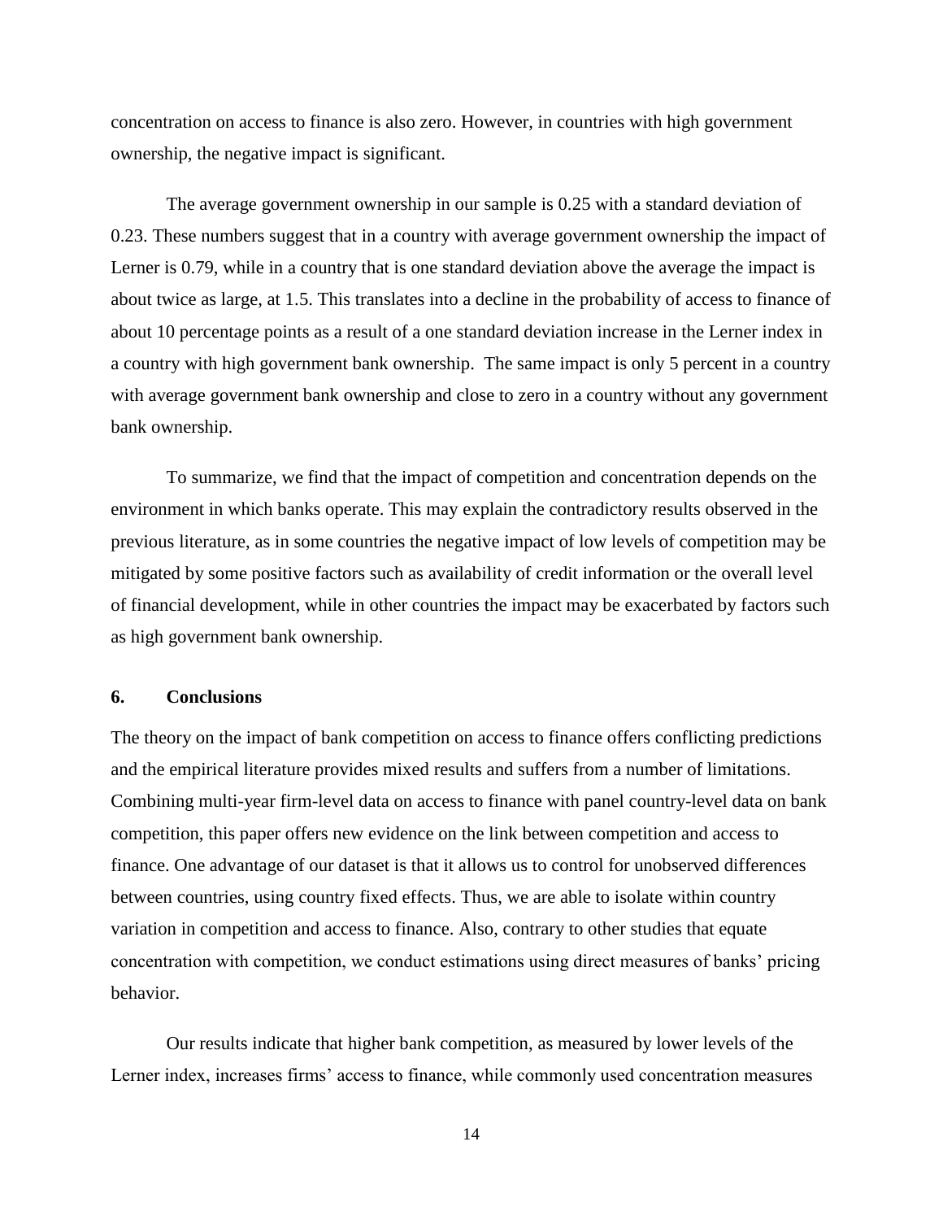concentration on access to finance is also zero. However, in countries with high government ownership, the negative impact is significant.

The average government ownership in our sample is 0.25 with a standard deviation of 0.23. These numbers suggest that in a country with average government ownership the impact of Lerner is 0.79, while in a country that is one standard deviation above the average the impact is about twice as large, at 1.5. This translates into a decline in the probability of access to finance of about 10 percentage points as a result of a one standard deviation increase in the Lerner index in a country with high government bank ownership. The same impact is only 5 percent in a country with average government bank ownership and close to zero in a country without any government bank ownership.

To summarize, we find that the impact of competition and concentration depends on the environment in which banks operate. This may explain the contradictory results observed in the previous literature, as in some countries the negative impact of low levels of competition may be mitigated by some positive factors such as availability of credit information or the overall level of financial development, while in other countries the impact may be exacerbated by factors such as high government bank ownership.

## 6. Conclusions

The theory on the impact of bank competition on access to finance offers conflicting predictions and the empirical literature provides mixed results and suffers from a number of limitations. Combining multi-year firm-level data on access to finance with panel country-level data on bank competition, this paper offers new evidence on the link between competition and access to finance. One advantage of our dataset is that it allows us to control for unobserved differences between countries, using country fixed effects. Thus, we are able to isolate within country variation in competition and access to finance. Also, contrary to other studies that equate concentration with competition, we conduct estimations using direct measures of banks' pricing behavior.

Our results indicate that higher bank competition, as measured by lower levels of the Lerner index, increases firms' access to finance, while commonly used concentration measures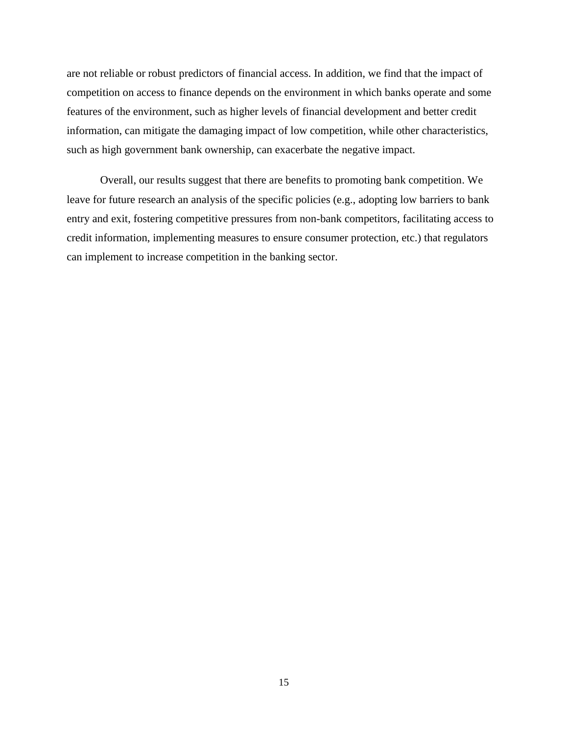are not reliable or robust predictors of financial access. In addition, we find that the impact of competition on access to finance depends on the environment in which banks operate and some features of the environment, such as higher levels of financial development and better credit information, can mitigate the damaging impact of low competition, while other characteristics, such as high government bank ownership, can exacerbate the negative impact.

Overall, our results suggest that there are benefits to promoting bank competition. We leave for future research an analysis of the specific policies (e.g., adopting low barriers to bank entry and exit, fostering competitive pressures from non-bank competitors, facilitating access to credit information, implementing measures to ensure consumer protection, etc.) that regulators can implement to increase competition in the banking sector.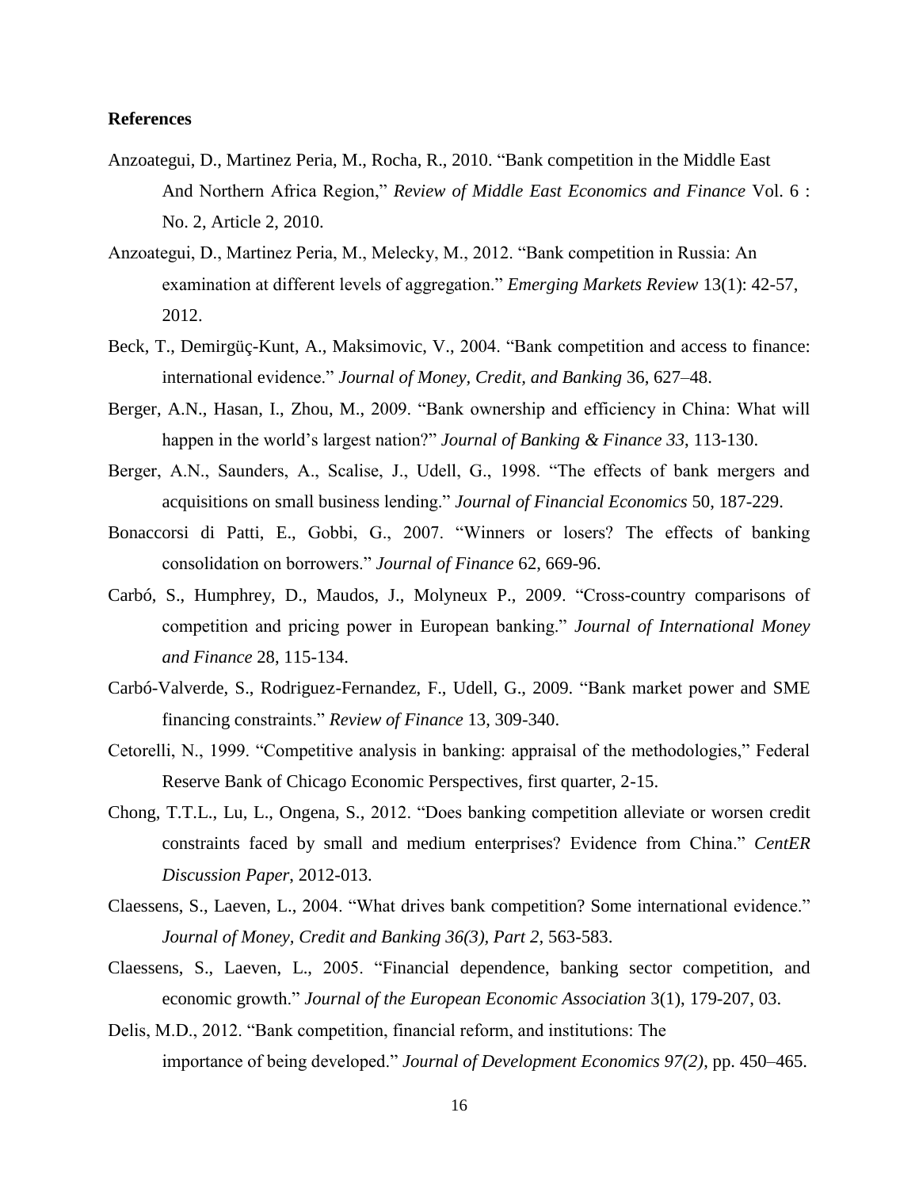**References**

Anzoategui, D., Martinez Peria, M., Rocha, R., 2010. "Bank competition in the Middle East And Northern Africa Region," *Review of Middle East Economics and Finance* Vol. 6 : No. 2, Article 2, 2010.

Anzoategui, D., Martinez Peria, M., Melecky, M., 2012. "Bank competition in Russia: An examination at different levels of aggregation." *Emerging Markets Review* 13(1): 42-57, 2012.

Beck, T., Demirgüç-Kunt, A., Maksimovic, V., 2004. "Bank competition and access to finance: international evidence." *Journal of Money, Credit, and Banking* 36, 627–48.

Berger, A.N., Hasan, I., Zhou, M., 2009. "Bank ownership and efficiency in China: What will happen in the world's largest nation?" *Journal of Banking & Finance 33*, 113-130.

Berger, A.N., Saunders, A., Scalise, J., Udell, G., 1998. "The effects of bank mergers and acquisitions on small business lending." *Journal of Financial Economics* 50, 187-229.

Bonaccorsi di Patti, E., Gobbi, G., 2007. "Winners or losers? The effects of banking consolidation on borrowers." *Journal of Finance* 62, 669-96.

Carbó, S., Humphrey, D., Maudos, J., Molyneux P., 2009. "Cross-country comparisons of competition and pricing power in European banking." *Journal of International Money and Finance* 28, 115-134.

Carbó-Valverde, S., Rodriguez-Fernandez, F., Udell, G., 2009. "Bank market power and SME financing constraints." *Review of Finance* 13, 309-340.

Cetorelli, N., 1999. "Competitive analysis in banking: appraisal of the methodologies," Federal Reserve Bank of Chicago Economic Perspectives, first quarter, 2-15.

Chong, T.T.L., Lu, L., Ongena, S., 2012. "Does banking competition alleviate or worsen credit constraints faced by small and medium enterprises? Evidence from China." *CentER Discussion Paper*, 2012-013.

Claessens, S., Laeven, L., 2004. "What drives bank competition? Some international evidence." *Journal of Money, Credit and Banking 36(3), Part 2,* 563-583.

Claessens, S., Laeven, L., 2005. "Financial dependence, banking sector competition, and economic growth." *Journal of the European Economic Association* 3(1), 179-207, 03.

Delis, M.D., 2012. "Bank competition, financial reform, and institutions: The importance of being developed." *Journal of Development Economics 97(2)*, pp. 450–465.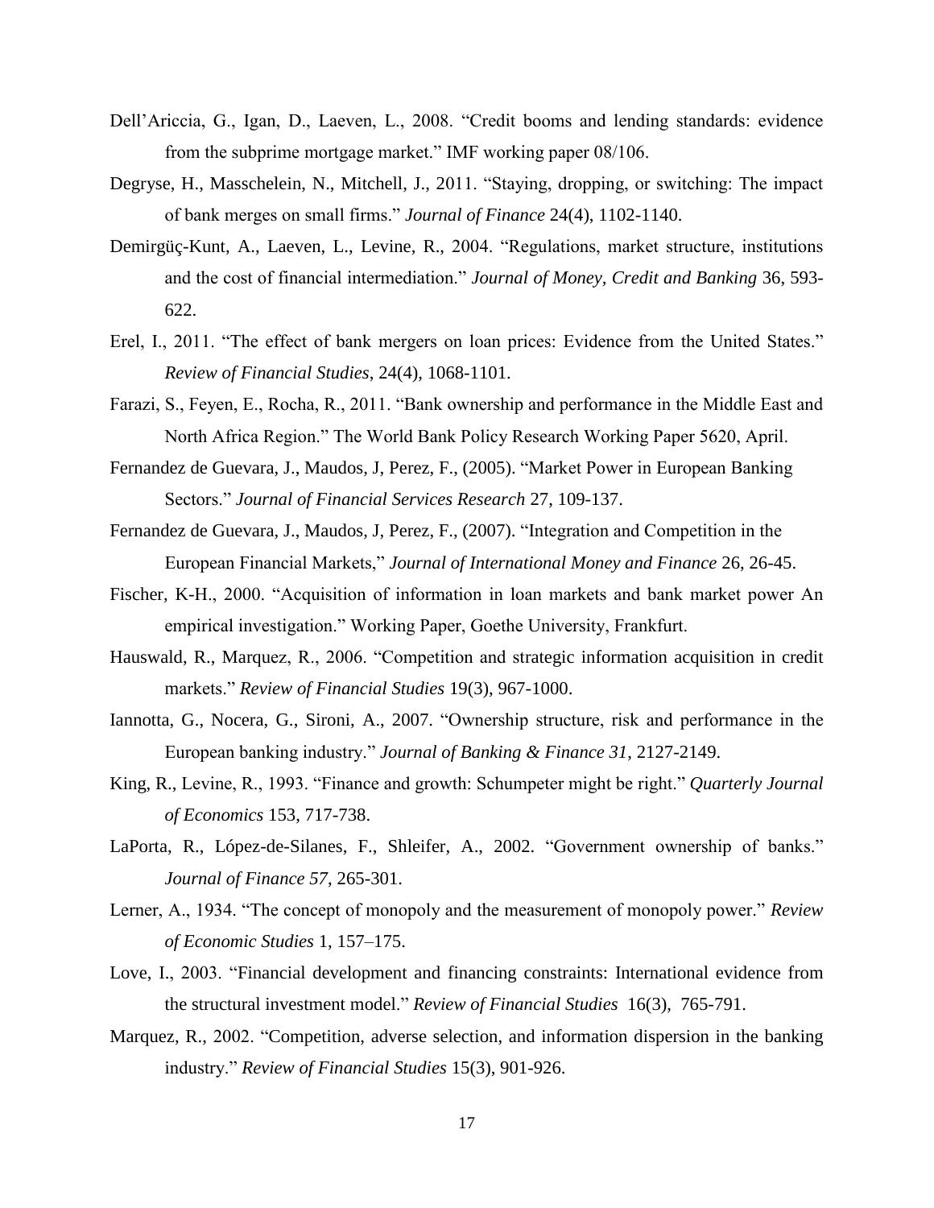Dell'Ariccia, G., Igan, D., Laeven, L., 2008. "Credit booms and lending standards: evidence from the subprime mortgage market." IMF working paper 08/106.

Degryse, H., Masschelein, N., Mitchell, J., 2011. "Staying, dropping, or switching: The impact of bank merges on small firms." *Journal of Finance* 24(4), 1102-1140.

Demirgüç-Kunt, A., Laeven, L., Levine, R., 2004. "Regulations, market structure, institutions and the cost of financial intermediation." *Journal of Money, Credit and Banking* 36, 593-622.

Erel, I., 2011. "The effect of bank mergers on loan prices: Evidence from the United States." *Review of Financial Studies*, 24(4), 1068-1101.

Farazi, S., Feyen, E., Rocha, R., 2011. "Bank ownership and performance in the Middle East and North Africa Region." The World Bank Policy Research Working Paper 5620, April.

Fernandez de Guevara, J., Maudos, J, Perez, F., (2005). "Market Power in European Banking Sectors." *Journal of Financial Services Research* 27, 109-137.

Fernandez de Guevara, J., Maudos, J, Perez, F., (2007). "Integration and Competition in the European Financial Markets," *Journal of International Money and Finance* 26, 26-45.

Fischer, K-H., 2000. "Acquisition of information in loan markets and bank market power An empirical investigation." Working Paper, Goethe University, Frankfurt.

Hauswald, R., Marquez, R., 2006. "Competition and strategic information acquisition in credit markets." *Review of Financial Studies* 19(3), 967-1000.

Iannotta, G., Nocera, G., Sironi, A., 2007. "Ownership structure, risk and performance in the European banking industry." *Journal of Banking & Finance 31*, 2127-2149.

King, R., Levine, R., 1993. "Finance and growth: Schumpeter might be right." *Quarterly Journal of Economics* 153, 717-738.

LaPorta, R., López-de-Silanes, F., Shleifer, A., 2002. "Government ownership of banks." *Journal of Finance 57*, 265-301.

Lerner, A., 1934. "The concept of monopoly and the measurement of monopoly power." *Review of Economic Studies* 1, 157–175.

Love, I., 2003. "Financial development and financing constraints: International evidence from the structural investment model." *Review of Financial Studies* 16(3), 765-791.

Marquez, R., 2002. "Competition, adverse selection, and information dispersion in the banking industry." *Review of Financial Studies* 15(3), 901-926.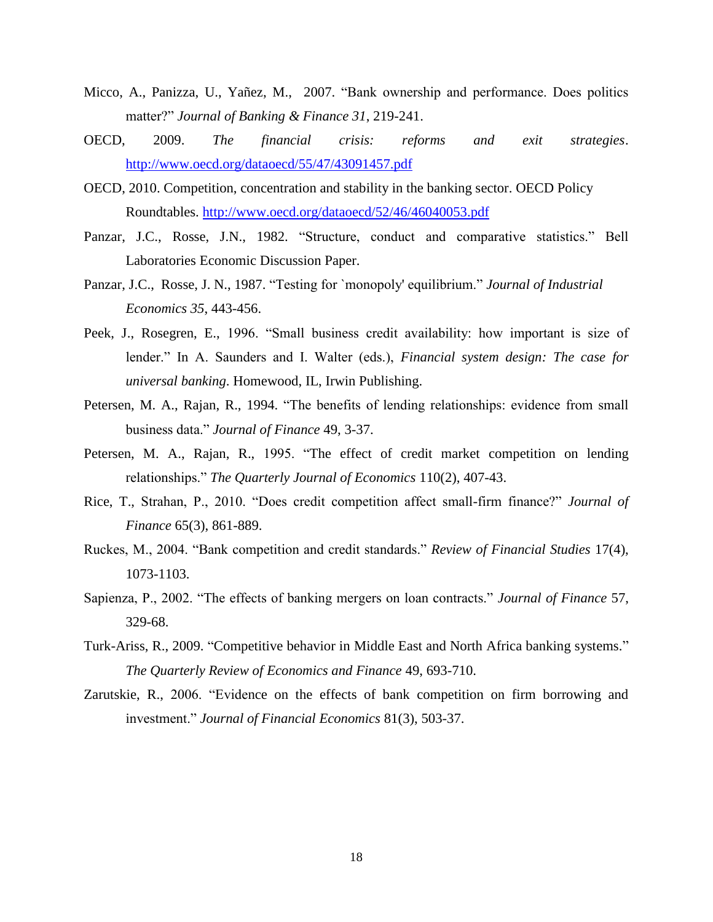Micco, A., Panizza, U., Yañez, M., 2007. "Bank ownership and performance. Does politics matter?" *Journal of Banking & Finance 31*, 219-241.

OECD, 2009. *The financial crisis: reforms and exit strategies*. http://www.oecd.org/dataoecd/55/47/43091457.pdf

OECD, 2010. Competition, concentration and stability in the banking sector. OECD Policy Roundtables. http://www.oecd.org/dataoecd/52/46/46040053.pdf

Panzar, J.C., Rosse, J.N., 1982. "Structure, conduct and comparative statistics." Bell Laboratories Economic Discussion Paper.

Panzar, J.C., Rosse, J. N., 1987. "Testing for `monopoly' equilibrium." *Journal of Industrial Economics 35*, 443-456.

Peek, J., Rosegren, E., 1996. "Small business credit availability: how important is size of lender." In A. Saunders and I. Walter (eds.), *Financial system design: The case for universal banking*. Homewood, IL, Irwin Publishing.

Petersen, M. A., Rajan, R., 1994. "The benefits of lending relationships: evidence from small business data." *Journal of Finance* 49, 3-37.

Petersen, M. A., Rajan, R., 1995. "The effect of credit market competition on lending relationships." *The Quarterly Journal of Economics* 110(2), 407-43.

Rice, T., Strahan, P., 2010. "Does credit competition affect small-firm finance?" *Journal of Finance* 65(3), 861-889.

Ruckes, M., 2004. "Bank competition and credit standards." *Review of Financial Studies* 17(4), 1073-1103.

Sapienza, P., 2002. "The effects of banking mergers on loan contracts." *Journal of Finance* 57, 329-68.

Turk-Ariss, R., 2009. "Competitive behavior in Middle East and North Africa banking systems." *The Quarterly Review of Economics and Finance* 49, 693-710.

Zarutskie, R., 2006. "Evidence on the effects of bank competition on firm borrowing and investment." *Journal of Financial Economics* 81(3), 503-37.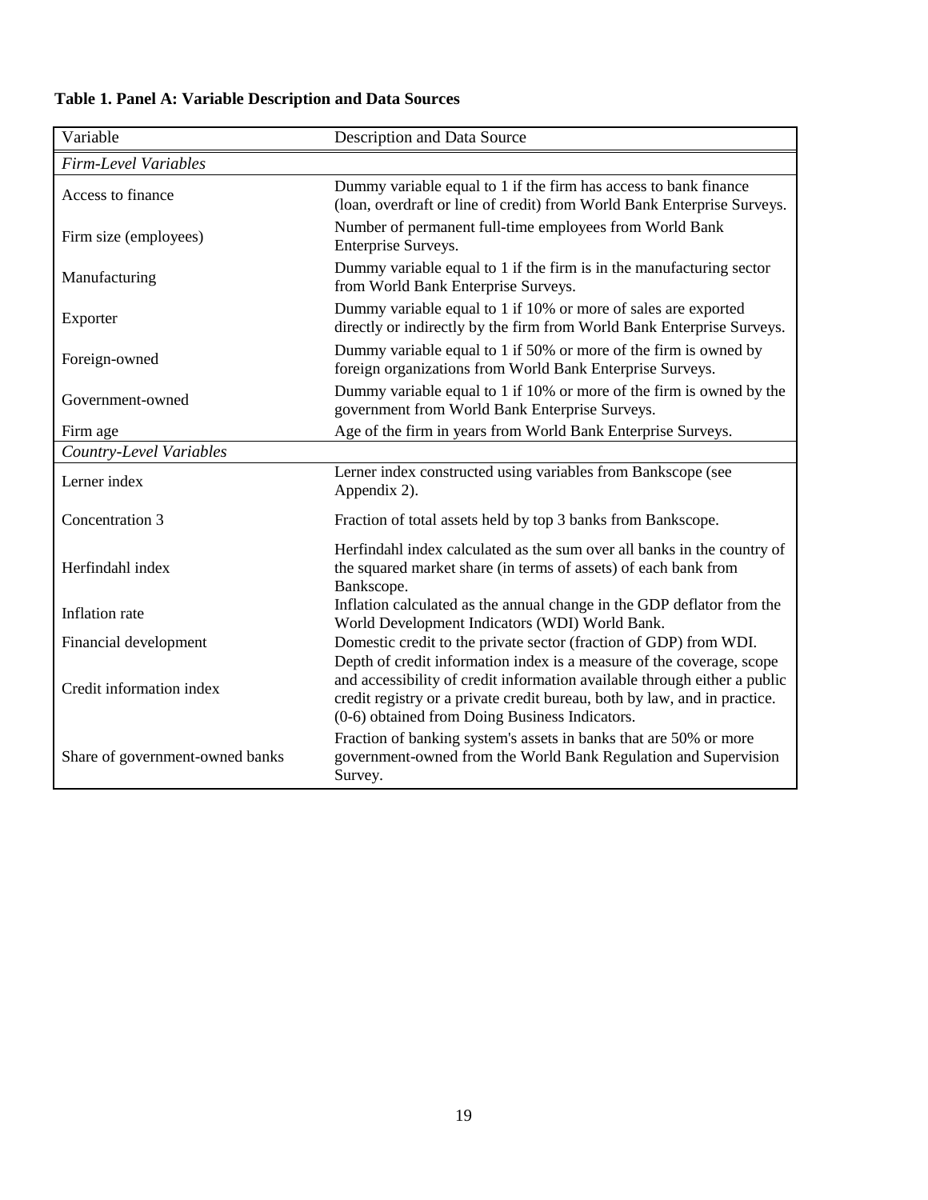**Table 1. Panel A: Variable Description and Data Sources**

| Variable | Description and Data Source |
|---|---|
| *Firm-Level Variables* | |
| Access to finance | Dummy variable equal to 1 if the firm has access to bank finance (loan, overdraft or line of credit) from World Bank Enterprise Surveys. |
| Firm size (employees) | Number of permanent full-time employees from World Bank Enterprise Surveys. |
| Manufacturing | Dummy variable equal to 1 if the firm is in the manufacturing sector from World Bank Enterprise Surveys. |
| Exporter | Dummy variable equal to 1 if 10% or more of sales are exported directly or indirectly by the firm from World Bank Enterprise Surveys. |
| Foreign-owned | Dummy variable equal to 1 if 50% or more of the firm is owned by foreign organizations from World Bank Enterprise Surveys. |
| Government-owned | Dummy variable equal to 1 if 10% or more of the firm is owned by the government from World Bank Enterprise Surveys. |
| Firm age | Age of the firm in years from World Bank Enterprise Surveys. |
| *Country-Level Variables* | |
| Lerner index | Lerner index constructed using variables from Bankscope (see Appendix 2). |
| Concentration 3 | Fraction of total assets held by top 3 banks from Bankscope. |
| Herfindahl index | Herfindahl index calculated as the sum over all banks in the country of the squared market share (in terms of assets) of each bank from Bankscope. |
| Inflation rate | Inflation calculated as the annual change in the GDP deflator from the World Development Indicators (WDI) World Bank. |
| Financial development | Domestic credit to the private sector (fraction of GDP) from WDI. |
| Credit information index | Depth of credit information index is a measure of the coverage, scope and accessibility of credit information available through either a public credit registry or a private credit bureau, both by law, and in practice. (0-6) obtained from Doing Business Indicators. |
| Share of government-owned banks | Fraction of banking system's assets in banks that are 50% or more government-owned from the World Bank Regulation and Supervision Survey. |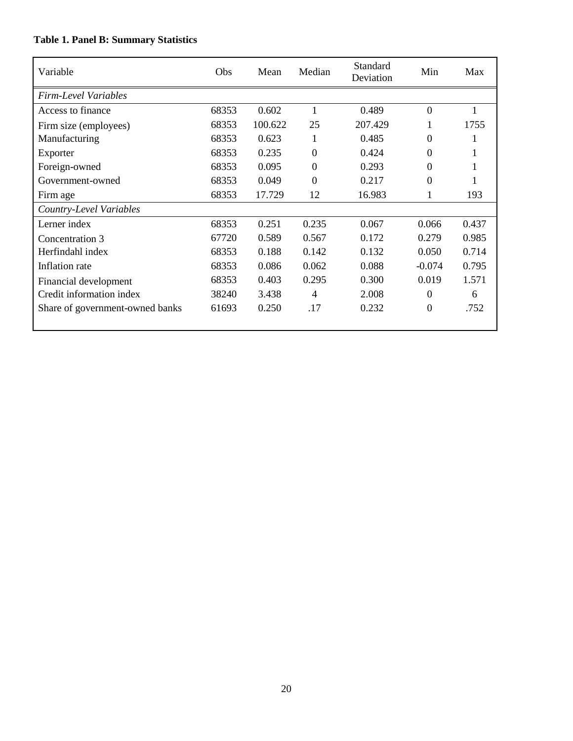**Table 1. Panel B: Summary Statistics**

| Variable | Obs | Mean | Median | Standard Deviation | Min | Max |
|---|---|---|---|---|---|---|
| *Firm-Level Variables* | | | | | | |
| Access to finance | 68353 | 0.602 | 1 | 0.489 | 0 | 1 |
| Firm size (employees) | 68353 | 100.622 | 25 | 207.429 | 1 | 1755 |
| Manufacturing | 68353 | 0.623 | 1 | 0.485 | 0 | 1 |
| Exporter | 68353 | 0.235 | 0 | 0.424 | 0 | 1 |
| Foreign-owned | 68353 | 0.095 | 0 | 0.293 | 0 | 1 |
| Government-owned | 68353 | 0.049 | 0 | 0.217 | 0 | 1 |
| Firm age | 68353 | 17.729 | 12 | 16.983 | 1 | 193 |
| *Country-Level Variables* | | | | | | |
| Lerner index | 68353 | 0.251 | 0.235 | 0.067 | 0.066 | 0.437 |
| Concentration 3 | 67720 | 0.589 | 0.567 | 0.172 | 0.279 | 0.985 |
| Herfindahl index | 68353 | 0.188 | 0.142 | 0.132 | 0.050 | 0.714 |
| Inflation rate | 68353 | 0.086 | 0.062 | 0.088 | -0.074 | 0.795 |
| Financial development | 68353 | 0.403 | 0.295 | 0.300 | 0.019 | 1.571 |
| Credit information index | 38240 | 3.438 | 4 | 2.008 | 0 | 6 |
| Share of government-owned banks | 61693 | 0.250 | .17 | 0.232 | 0 | .752 |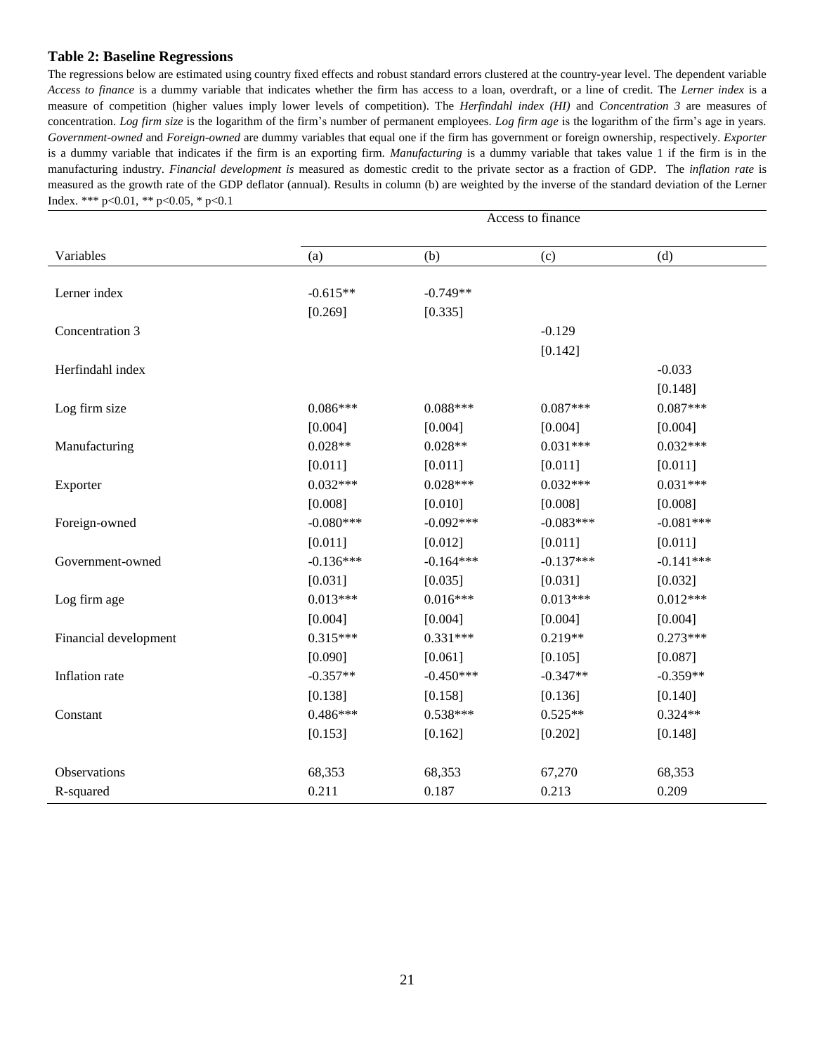### Table 2: Baseline Regressions

The regressions below are estimated using country fixed effects and robust standard errors clustered at the country-year level. The dependent variable *Access to finance* is a dummy variable that indicates whether the firm has access to a loan, overdraft, or a line of credit. The *Lerner index* is a measure of competition (higher values imply lower levels of competition). The *Herfindahl index (HI)* and *Concentration 3* are measures of concentration. *Log firm size* is the logarithm of the firm's number of permanent employees. *Log firm age* is the logarithm of the firm's age in years. *Government-owned* and *Foreign-owned* are dummy variables that equal one if the firm has government or foreign ownership, respectively. *Exporter* is a dummy variable that indicates if the firm is an exporting firm. *Manufacturing* is a dummy variable that takes value 1 if the firm is in the manufacturing industry. *Financial development is* measured as domestic credit to the private sector as a fraction of GDP. The *inflation rate* is measured as the growth rate of the GDP deflator (annual). Results in column (b) are weighted by the inverse of the standard deviation of the Lerner Index. *** p<0.01, ** p<0.05, * p<0.1

| | Access to finance | | | |
|---|---|---|---|---|
| Variables | (a) | (b) | (c) | (d) |
| Lerner index | -0.615** | -0.749** | | |
| | [0.269] | [0.335] | | |
| Concentration 3 | | | -0.129 | |
| | | | [0.142] | |
| Herfindahl index | | | | -0.033 |
| | | | | [0.148] |
| Log firm size | 0.086*** | 0.088*** | 0.087*** | 0.087*** |
| | [0.004] | [0.004] | [0.004] | [0.004] |
| Manufacturing | 0.028** | 0.028** | 0.031*** | 0.032*** |
| | [0.011] | [0.011] | [0.011] | [0.011] |
| Exporter | 0.032*** | 0.028*** | 0.032*** | 0.031*** |
| | [0.008] | [0.010] | [0.008] | [0.008] |
| Foreign-owned | -0.080*** | -0.092*** | -0.083*** | -0.081*** |
| | [0.011] | [0.012] | [0.011] | [0.011] |
| Government-owned | -0.136*** | -0.164*** | -0.137*** | -0.141*** |
| | [0.031] | [0.035] | [0.031] | [0.032] |
| Log firm age | 0.013*** | 0.016*** | 0.013*** | 0.012*** |
| | [0.004] | [0.004] | [0.004] | [0.004] |
| Financial development | 0.315*** | 0.331*** | 0.219** | 0.273*** |
| | [0.090] | [0.061] | [0.105] | [0.087] |
| Inflation rate | -0.357** | -0.450*** | -0.347** | -0.359** |
| | [0.138] | [0.158] | [0.136] | [0.140] |
| Constant | 0.486*** | 0.538*** | 0.525** | 0.324** |
| | [0.153] | [0.162] | [0.202] | [0.148] |
| Observations | 68,353 | 68,353 | 67,270 | 68,353 |
| R-squared | 0.211 | 0.187 | 0.213 | 0.209 |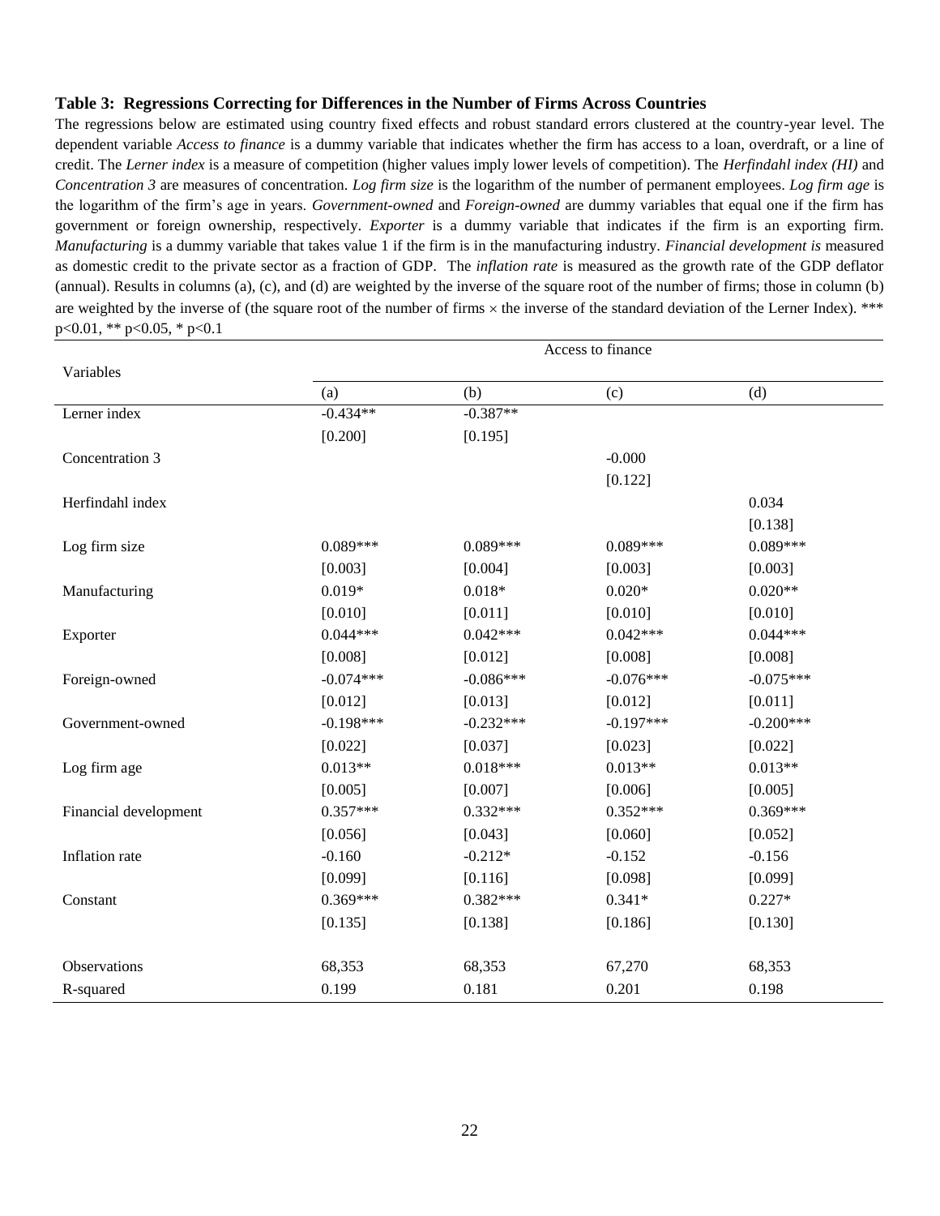**Table 3: Regressions Correcting for Differences in the Number of Firms Across Countries**

The regressions below are estimated using country fixed effects and robust standard errors clustered at the country-year level. The dependent variable *Access to finance* is a dummy variable that indicates whether the firm has access to a loan, overdraft, or a line of credit. The *Lerner index* is a measure of competition (higher values imply lower levels of competition). The *Herfindahl index (HI)* and *Concentration 3* are measures of concentration. *Log firm size* is the logarithm of the number of permanent employees. *Log firm age* is the logarithm of the firm's age in years. *Government-owned* and *Foreign-owned* are dummy variables that equal one if the firm has government or foreign ownership, respectively. *Exporter* is a dummy variable that indicates if the firm is an exporting firm. *Manufacturing* is a dummy variable that takes value 1 if the firm is in the manufacturing industry. *Financial development is* measured as domestic credit to the private sector as a fraction of GDP. The *inflation rate* is measured as the growth rate of the GDP deflator (annual). Results in columns (a), (c), and (d) are weighted by the inverse of the square root of the number of firms; those in column (b) are weighted by the inverse of (the square root of the number of firms × the inverse of the standard deviation of the Lerner Index). *** p<0.01, ** p<0.05, * p<0.1

| Variables | Access to finance | | | |
|---|---|---|---|---|
| | (a) | (b) | (c) | (d) |
| Lerner index | -0.434** | -0.387** | | |
| | [0.200] | [0.195] | | |
| Concentration 3 | | | -0.000 | |
| | | | [0.122] | |
| Herfindahl index | | | | 0.034 |
| | | | | [0.138] |
| Log firm size | 0.089*** | 0.089*** | 0.089*** | 0.089*** |
| | [0.003] | [0.004] | [0.003] | [0.003] |
| Manufacturing | 0.019* | 0.018* | 0.020* | 0.020** |
| | [0.010] | [0.011] | [0.010] | [0.010] |
| Exporter | 0.044*** | 0.042*** | 0.042*** | 0.044*** |
| | [0.008] | [0.012] | [0.008] | [0.008] |
| Foreign-owned | -0.074*** | -0.086*** | -0.076*** | -0.075*** |
| | [0.012] | [0.013] | [0.012] | [0.011] |
| Government-owned | -0.198*** | -0.232*** | -0.197*** | -0.200*** |
| | [0.022] | [0.037] | [0.023] | [0.022] |
| Log firm age | 0.013** | 0.018*** | 0.013** | 0.013** |
| | [0.005] | [0.007] | [0.006] | [0.005] |
| Financial development | 0.357*** | 0.332*** | 0.352*** | 0.369*** |
| | [0.056] | [0.043] | [0.060] | [0.052] |
| Inflation rate | -0.160 | -0.212* | -0.152 | -0.156 |
| | [0.099] | [0.116] | [0.098] | [0.099] |
| Constant | 0.369*** | 0.382*** | 0.341* | 0.227* |
| | [0.135] | [0.138] | [0.186] | [0.130] |
| Observations | 68,353 | 68,353 | 67,270 | 68,353 |
| R-squared | 0.199 | 0.181 | 0.201 | 0.198 |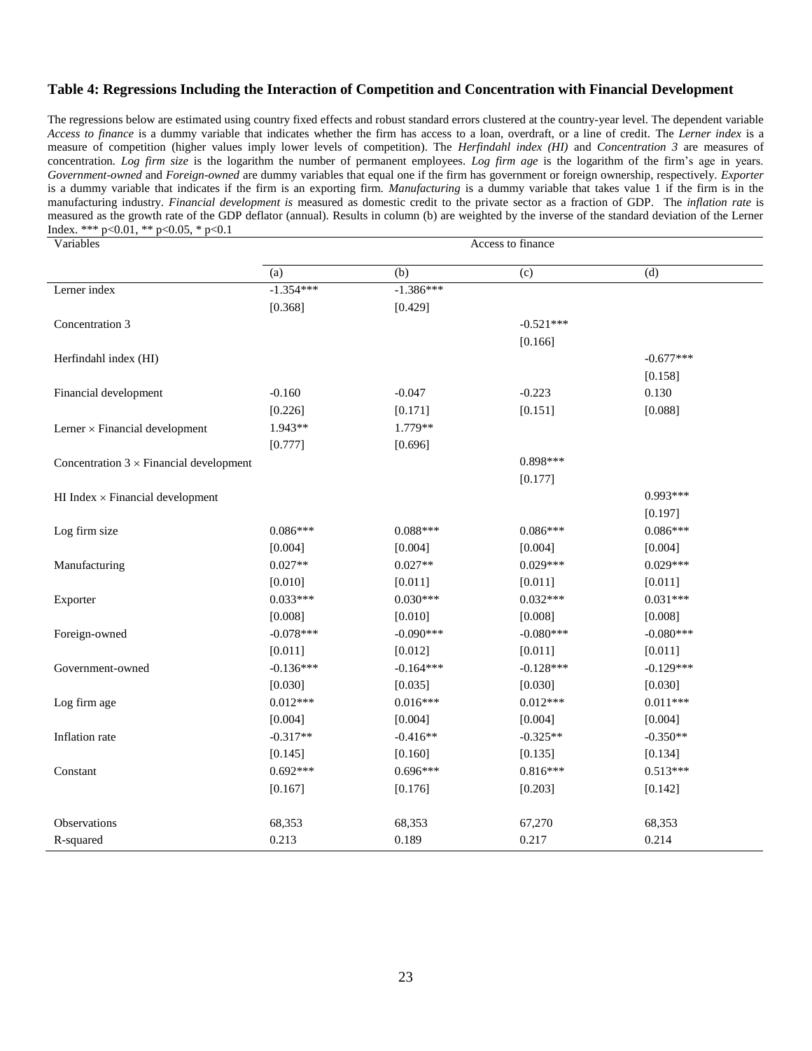### Table 4: Regressions Including the Interaction of Competition and Concentration with Financial Development

The regressions below are estimated using country fixed effects and robust standard errors clustered at the country-year level. The dependent variable *Access to finance* is a dummy variable that indicates whether the firm has access to a loan, overdraft, or a line of credit. The *Lerner index* is a measure of competition (higher values imply lower levels of competition). The *Herfindahl index (HI)* and *Concentration 3* are measures of concentration. *Log firm size* is the logarithm the number of permanent employees. *Log firm age* is the logarithm of the firm's age in years. *Government-owned* and *Foreign-owned* are dummy variables that equal one if the firm has government or foreign ownership, respectively. *Exporter* is a dummy variable that indicates if the firm is an exporting firm. *Manufacturing* is a dummy variable that takes value 1 if the firm is in the manufacturing industry. *Financial development is* measured as domestic credit to the private sector as a fraction of GDP. The *inflation rate* is measured as the growth rate of the GDP deflator (annual). Results in column (b) are weighted by the inverse of the standard deviation of the Lerner Index. *** p<0.01, ** p<0.05, * p<0.1

| Variables | Access to finance | | | |
|---|---|---|---|---|
| | (a) | (b) | (c) | (d) |
| Lerner index | -1.354*** | -1.386*** | | |
| | [0.368] | [0.429] | | |
| Concentration 3 | | | -0.521*** | |
| | | | [0.166] | |
| Herfindahl index (HI) | | | | -0.677*** |
| | | | | [0.158] |
| Financial development | -0.160 | -0.047 | -0.223 | 0.130 |
| | [0.226] | [0.171] | [0.151] | [0.088] |
| Lerner × Financial development | 1.943** | 1.779** | | |
| | [0.777] | [0.696] | | |
| Concentration 3 × Financial development | | | 0.898*** | |
| | | | [0.177] | |
| HI Index × Financial development | | | | 0.993*** |
| | | | | [0.197] |
| Log firm size | 0.086*** | 0.088*** | 0.086*** | 0.086*** |
| | [0.004] | [0.004] | [0.004] | [0.004] |
| Manufacturing | 0.027** | 0.027** | 0.029*** | 0.029*** |
| | [0.010] | [0.011] | [0.011] | [0.011] |
| Exporter | 0.033*** | 0.030*** | 0.032*** | 0.031*** |
| | [0.008] | [0.010] | [0.008] | [0.008] |
| Foreign-owned | -0.078*** | -0.090*** | -0.080*** | -0.080*** |
| | [0.011] | [0.012] | [0.011] | [0.011] |
| Government-owned | -0.136*** | -0.164*** | -0.128*** | -0.129*** |
| | [0.030] | [0.035] | [0.030] | [0.030] |
| Log firm age | 0.012*** | 0.016*** | 0.012*** | 0.011*** |
| | [0.004] | [0.004] | [0.004] | [0.004] |
| Inflation rate | -0.317** | -0.416** | -0.325** | -0.350** |
| | [0.145] | [0.160] | [0.135] | [0.134] |
| Constant | 0.692*** | 0.696*** | 0.816*** | 0.513*** |
| | [0.167] | [0.176] | [0.203] | [0.142] |
| Observations | 68,353 | 68,353 | 67,270 | 68,353 |
| R-squared | 0.213 | 0.189 | 0.217 | 0.214 |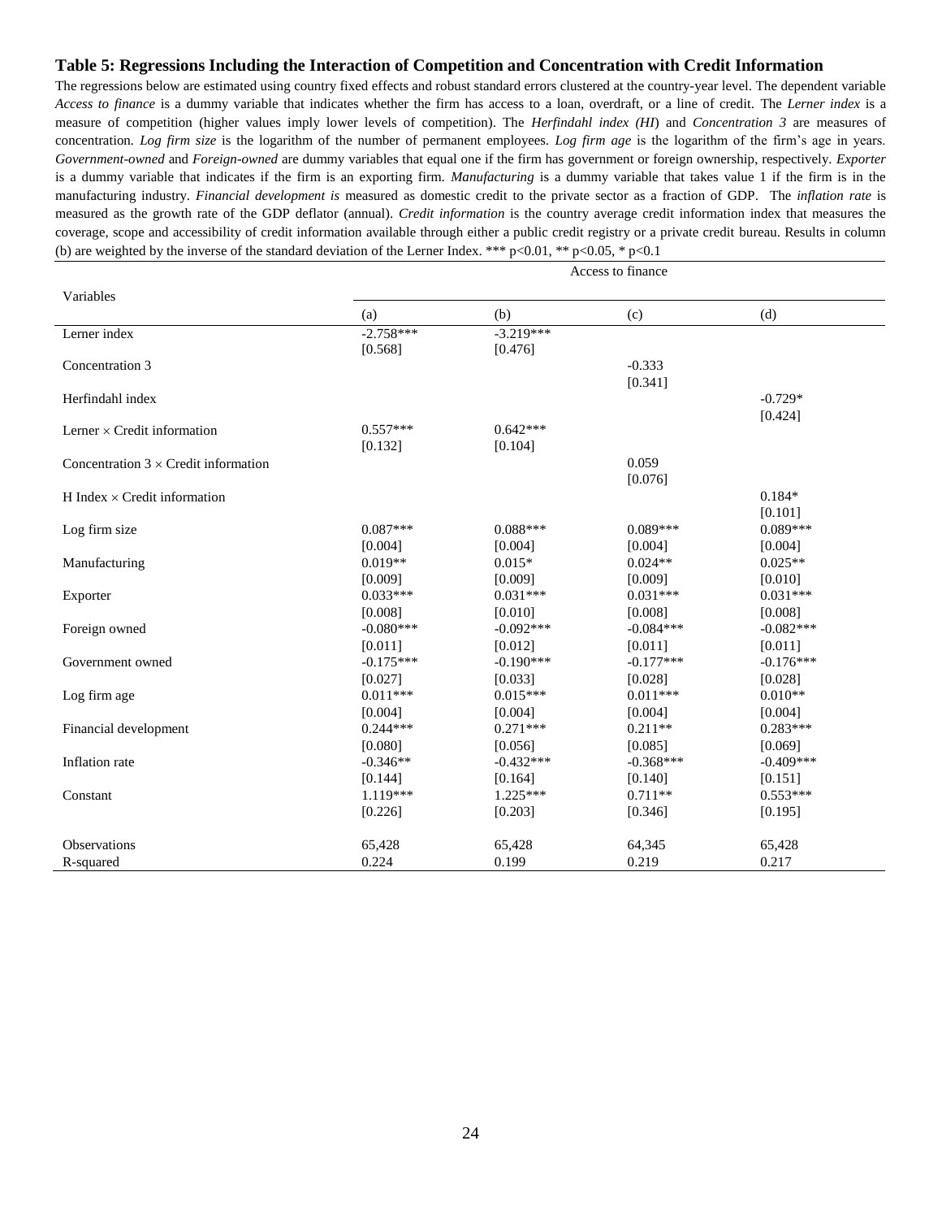### Table 5: Regressions Including the Interaction of Competition and Concentration with Credit Information

The regressions below are estimated using country fixed effects and robust standard errors clustered at the country-year level. The dependent variable *Access to finance* is a dummy variable that indicates whether the firm has access to a loan, overdraft, or a line of credit. The *Lerner index* is a measure of competition (higher values imply lower levels of competition). The *Herfindahl index (HI*) and *Concentration 3* are measures of concentration. *Log firm size* is the logarithm of the number of permanent employees. *Log firm age* is the logarithm of the firm's age in years. *Government-owned* and *Foreign-owned* are dummy variables that equal one if the firm has government or foreign ownership, respectively. *Exporter* is a dummy variable that indicates if the firm is an exporting firm. *Manufacturing* is a dummy variable that takes value 1 if the firm is in the manufacturing industry. *Financial development is* measured as domestic credit to the private sector as a fraction of GDP. The *inflation rate* is measured as the growth rate of the GDP deflator (annual). *Credit information* is the country average credit information index that measures the coverage, scope and accessibility of credit information available through either a public credit registry or a private credit bureau. Results in column (b) are weighted by the inverse of the standard deviation of the Lerner Index. *** p<0.01, ** p<0.05, * p<0.1

| Variables | Access to finance | | | |
|---|---|---|---|---|
| | (a) | (b) | (c) | (d) |
| Lerner index | -2.758*** | -3.219*** | | |
| | [0.568] | [0.476] | | |
| Concentration 3 | | | -0.333 | |
| | | | [0.341] | |
| Herfindahl index | | | | -0.729* |
| | | | | [0.424] |
| Lerner × Credit information | 0.557*** | 0.642*** | | |
| | [0.132] | [0.104] | | |
| Concentration 3 × Credit information | | | 0.059 | |
| | | | [0.076] | |
| H Index × Credit information | | | | 0.184* |
| | | | | [0.101] |
| Log firm size | 0.087*** | 0.088*** | 0.089*** | 0.089*** |
| | [0.004] | [0.004] | [0.004] | [0.004] |
| Manufacturing | 0.019** | 0.015* | 0.024** | 0.025** |
| | [0.009] | [0.009] | [0.009] | [0.010] |
| Exporter | 0.033*** | 0.031*** | 0.031*** | 0.031*** |
| | [0.008] | [0.010] | [0.008] | [0.008] |
| Foreign owned | -0.080*** | -0.092*** | -0.084*** | -0.082*** |
| | [0.011] | [0.012] | [0.011] | [0.011] |
| Government owned | -0.175*** | -0.190*** | -0.177*** | -0.176*** |
| | [0.027] | [0.033] | [0.028] | [0.028] |
| Log firm age | 0.011*** | 0.015*** | 0.011*** | 0.010** |
| | [0.004] | [0.004] | [0.004] | [0.004] |
| Financial development | 0.244*** | 0.271*** | 0.211** | 0.283*** |
| | [0.080] | [0.056] | [0.085] | [0.069] |
| Inflation rate | -0.346** | -0.432*** | -0.368*** | -0.409*** |
| | [0.144] | [0.164] | [0.140] | [0.151] |
| Constant | 1.119*** | 1.225*** | 0.711** | 0.553*** |
| | [0.226] | [0.203] | [0.346] | [0.195] |
| Observations | 65,428 | 65,428 | 64,345 | 65,428 |
| R-squared | 0.224 | 0.199 | 0.219 | 0.217 |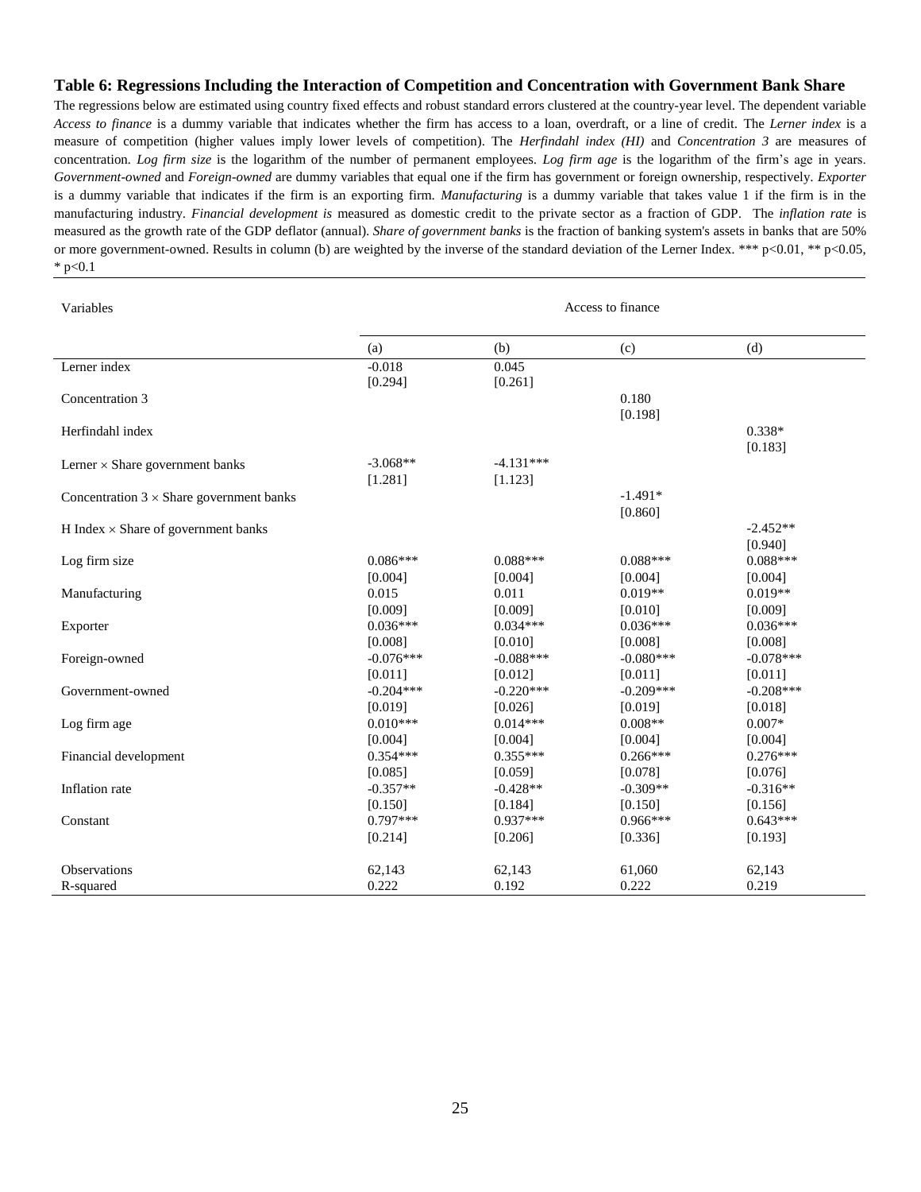**Table 6: Regressions Including the Interaction of Competition and Concentration with Government Bank Share**

The regressions below are estimated using country fixed effects and robust standard errors clustered at the country-year level. The dependent variable *Access to finance* is a dummy variable that indicates whether the firm has access to a loan, overdraft, or a line of credit. The *Lerner index* is a measure of competition (higher values imply lower levels of competition). The *Herfindahl index (HI)* and *Concentration 3* are measures of concentration. *Log firm size* is the logarithm of the number of permanent employees. *Log firm age* is the logarithm of the firm's age in years. *Government-owned* and *Foreign-owned* are dummy variables that equal one if the firm has government or foreign ownership, respectively. *Exporter* is a dummy variable that indicates if the firm is an exporting firm. *Manufacturing* is a dummy variable that takes value 1 if the firm is in the manufacturing industry. *Financial development is* measured as domestic credit to the private sector as a fraction of GDP. The *inflation rate* is measured as the growth rate of the GDP deflator (annual). *Share of government banks* is the fraction of banking system's assets in banks that are 50% or more government-owned. Results in column (b) are weighted by the inverse of the standard deviation of the Lerner Index. *** p<0.01, ** p<0.05, * p<0.1

| Variables | Access to finance | | | |
|---|---|---|---|---|
| | (a) | (b) | (c) | (d) |
| Lerner index | -0.018 | 0.045 | | |
| | [0.294] | [0.261] | | |
| Concentration 3 | | | 0.180 | |
| | | | [0.198] | |
| Herfindahl index | | | | 0.338* |
| | | | | [0.183] |
| Lerner × Share government banks | -3.068** | -4.131*** | | |
| | [1.281] | [1.123] | | |
| Concentration 3 × Share government banks | | | -1.491* | |
| | | | [0.860] | |
| H Index × Share of government banks | | | | -2.452** |
| | | | | [0.940] |
| Log firm size | 0.086*** | 0.088*** | 0.088*** | 0.088*** |
| | [0.004] | [0.004] | [0.004] | [0.004] |
| Manufacturing | 0.015 | 0.011 | 0.019** | 0.019** |
| | [0.009] | [0.009] | [0.010] | [0.009] |
| Exporter | 0.036*** | 0.034*** | 0.036*** | 0.036*** |
| | [0.008] | [0.010] | [0.008] | [0.008] |
| Foreign-owned | -0.076*** | -0.088*** | -0.080*** | -0.078*** |
| | [0.011] | [0.012] | [0.011] | [0.011] |
| Government-owned | -0.204*** | -0.220*** | -0.209*** | -0.208*** |
| | [0.019] | [0.026] | [0.019] | [0.018] |
| Log firm age | 0.010*** | 0.014*** | 0.008** | 0.007* |
| | [0.004] | [0.004] | [0.004] | [0.004] |
| Financial development | 0.354*** | 0.355*** | 0.266*** | 0.276*** |
| | [0.085] | [0.059] | [0.078] | [0.076] |
| Inflation rate | -0.357** | -0.428** | -0.309** | -0.316** |
| | [0.150] | [0.184] | [0.150] | [0.156] |
| Constant | 0.797*** | 0.937*** | 0.966*** | 0.643*** |
| | [0.214] | [0.206] | [0.336] | [0.193] |
| Observations | 62,143 | 62,143 | 61,060 | 62,143 |
| R-squared | 0.222 | 0.192 | 0.222 | 0.219 |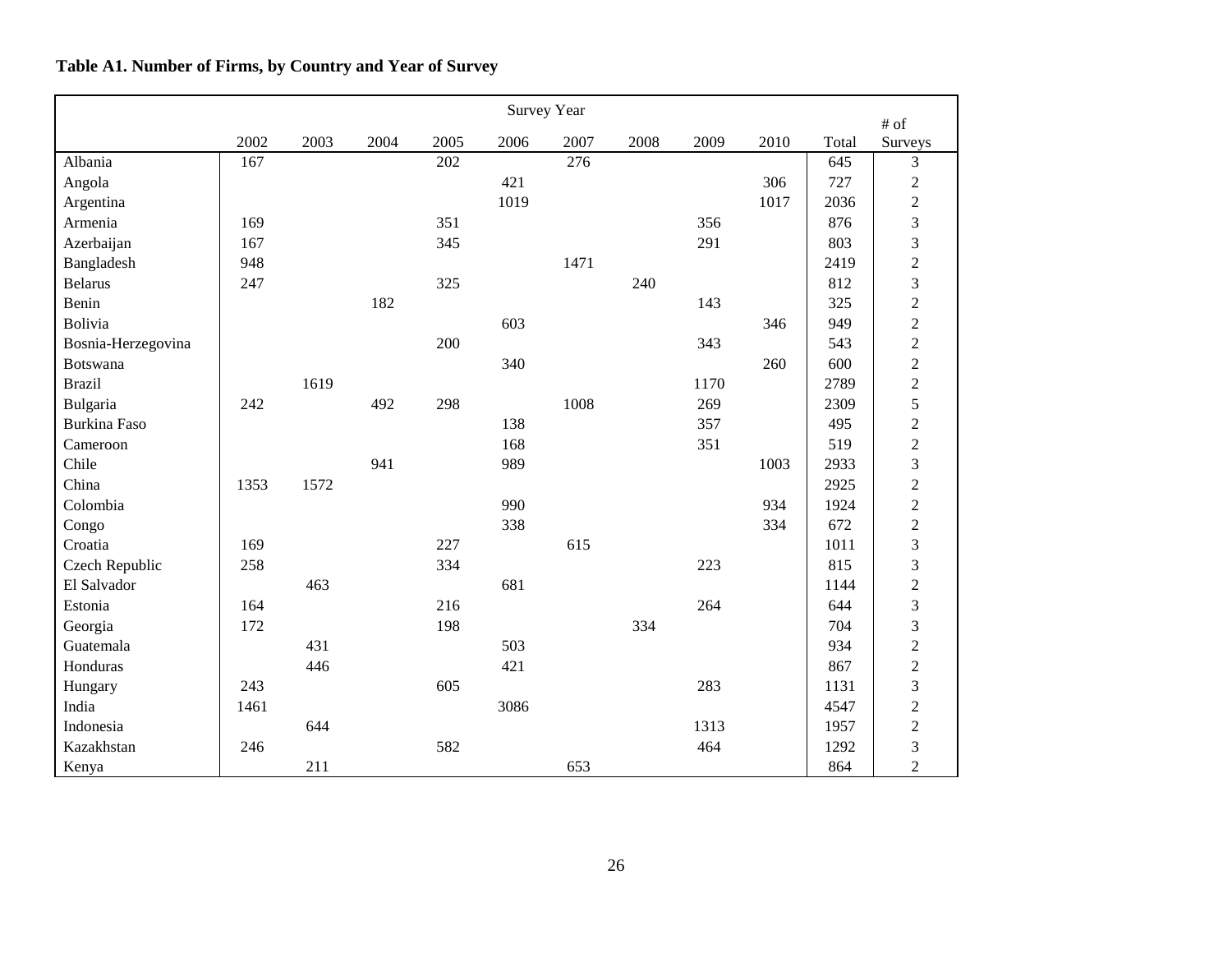**Table A1. Number of Firms, by Country and Year of Survey**

| | Survey Year | | | | | | | | | | |
|---|---|---|---|---|---|---|---|---|---|---|---|
| | 2002 | 2003 | 2004 | 2005 | 2006 | 2007 | 2008 | 2009 | 2010 | Total | # of Surveys |
| Albania | 167 | | | 202 | | 276 | | | | 645 | 3 |
| Angola | | | | | 421 | | | | 306 | 727 | 2 |
| Argentina | | | | | 1019 | | | | 1017 | 2036 | 2 |
| Armenia | 169 | | | 351 | | | | 356 | | 876 | 3 |
| Azerbaijan | 167 | | | 345 | | | | 291 | | 803 | 3 |
| Bangladesh | 948 | | | | | 1471 | | | | 2419 | 2 |
| Belarus | 247 | | | 325 | | | 240 | | | 812 | 3 |
| Benin | | | 182 | | | | | 143 | | 325 | 2 |
| Bolivia | | | | | 603 | | | | 346 | 949 | 2 |
| Bosnia-Herzegovina | | | | 200 | | | | 343 | | 543 | 2 |
| Botswana | | | | | 340 | | | | 260 | 600 | 2 |
| Brazil | | 1619 | | | | | | 1170 | | 2789 | 2 |
| Bulgaria | 242 | | 492 | 298 | | 1008 | | 269 | | 2309 | 5 |
| Burkina Faso | | | | | 138 | | | 357 | | 495 | 2 |
| Cameroon | | | | | 168 | | | 351 | | 519 | 2 |
| Chile | | | 941 | | 989 | | | | 1003 | 2933 | 3 |
| China | 1353 | 1572 | | | | | | | | 2925 | 2 |
| Colombia | | | | | 990 | | | | 934 | 1924 | 2 |
| Congo | | | | | 338 | | | | 334 | 672 | 2 |
| Croatia | 169 | | | 227 | | 615 | | | | 1011 | 3 |
| Czech Republic | 258 | | | 334 | | | | 223 | | 815 | 3 |
| El Salvador | | 463 | | | 681 | | | | | 1144 | 2 |
| Estonia | 164 | | | 216 | | | | 264 | | 644 | 3 |
| Georgia | 172 | | | 198 | | | 334 | | | 704 | 3 |
| Guatemala | | 431 | | | 503 | | | | | 934 | 2 |
| Honduras | | 446 | | | 421 | | | | | 867 | 2 |
| Hungary | 243 | | | 605 | | | | 283 | | 1131 | 3 |
| India | 1461 | | | | 3086 | | | | | 4547 | 2 |
| Indonesia | | 644 | | | | | | 1313 | | 1957 | 2 |
| Kazakhstan | 246 | | | 582 | | | | 464 | | 1292 | 3 |
| Kenya | | 211 | | | | 653 | | | | 864 | 2 |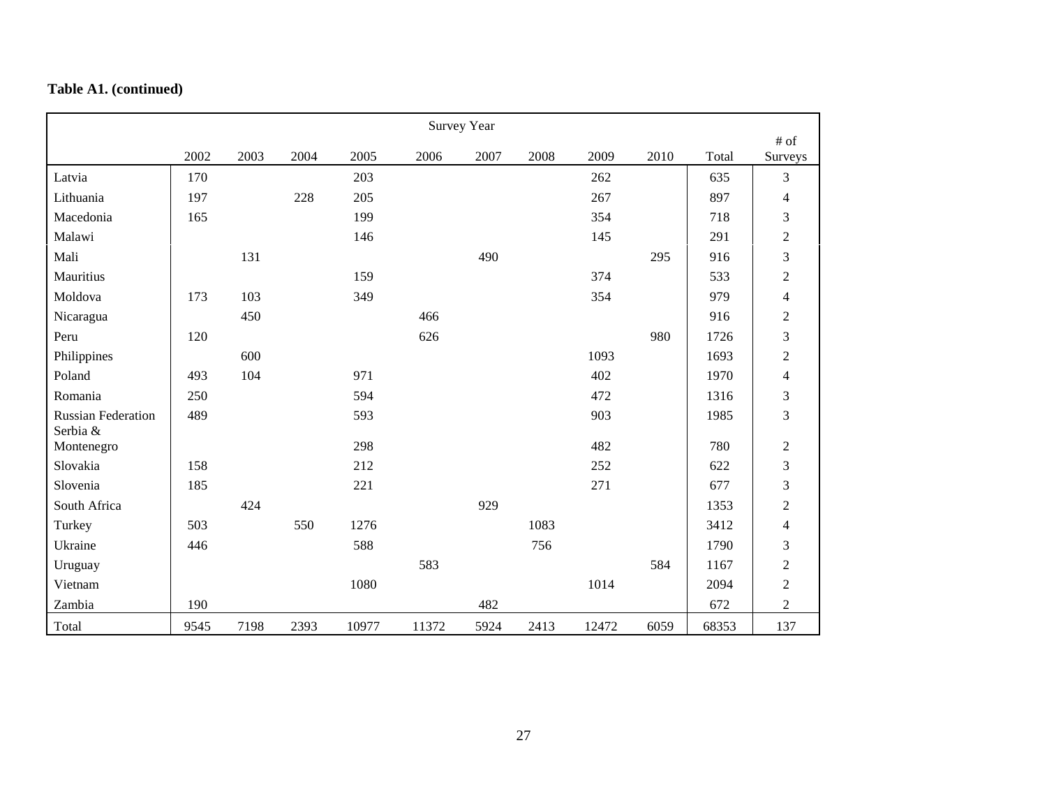**Table A1. (continued)**

| | Survey Year | | | | | | | | | | |
|---|---|---|---|---|---|---|---|---|---|---|---|
| | 2002 | 2003 | 2004 | 2005 | 2006 | 2007 | 2008 | 2009 | 2010 | Total | # of Surveys |
| Latvia | 170 | | | 203 | | | | 262 | | 635 | 3 |
| Lithuania | 197 | | 228 | 205 | | | | 267 | | 897 | 4 |
| Macedonia | 165 | | | 199 | | | | 354 | | 718 | 3 |
| Malawi | | | | 146 | | | | 145 | | 291 | 2 |
| Mali | | 131 | | | | 490 | | | 295 | 916 | 3 |
| Mauritius | | | | 159 | | | | 374 | | 533 | 2 |
| Moldova | 173 | 103 | | 349 | | | | 354 | | 979 | 4 |
| Nicaragua | | 450 | | | 466 | | | | | 916 | 2 |
| Peru | 120 | | | | 626 | | | | 980 | 1726 | 3 |
| Philippines | | 600 | | | | | | 1093 | | 1693 | 2 |
| Poland | 493 | 104 | | 971 | | | | 402 | | 1970 | 4 |
| Romania | 250 | | | 594 | | | | 472 | | 1316 | 3 |
| Russian Federation | 489 | | | 593 | | | | 903 | | 1985 | 3 |
| Serbia & Montenegro | | | | 298 | | | | 482 | | 780 | 2 |
| Slovakia | 158 | | | 212 | | | | 252 | | 622 | 3 |
| Slovenia | 185 | | | 221 | | | | 271 | | 677 | 3 |
| South Africa | | 424 | | | | 929 | | | | 1353 | 2 |
| Turkey | 503 | | 550 | 1276 | | | 1083 | | | 3412 | 4 |
| Ukraine | 446 | | | 588 | | | 756 | | | 1790 | 3 |
| Uruguay | | | | | 583 | | | | 584 | 1167 | 2 |
| Vietnam | | | | 1080 | | | | 1014 | | 2094 | 2 |
| Zambia | 190 | | | | | 482 | | | | 672 | 2 |
| Total | 9545 | 7198 | 2393 | 10977 | 11372 | 5924 | 2413 | 12472 | 6059 | 68353 | 137 |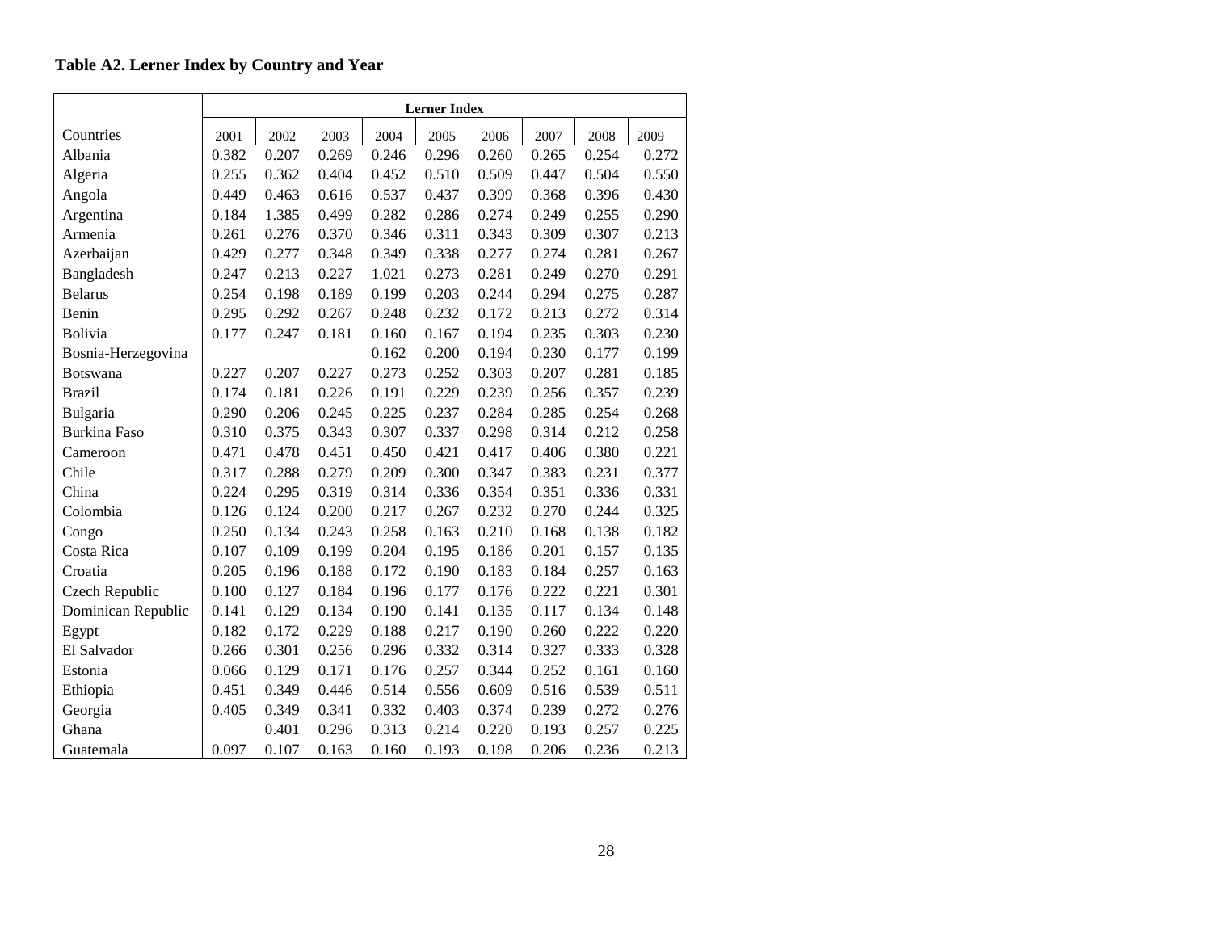**Table A2. Lerner Index by Country and Year**

| | Lerner Index | | | | | | | | |
|---|---|---|---|---|---|---|---|---|---|
| Countries | 2001 | 2002 | 2003 | 2004 | 2005 | 2006 | 2007 | 2008 | 2009 |
| Albania | 0.382 | 0.207 | 0.269 | 0.246 | 0.296 | 0.260 | 0.265 | 0.254 | 0.272 |
| Algeria | 0.255 | 0.362 | 0.404 | 0.452 | 0.510 | 0.509 | 0.447 | 0.504 | 0.550 |
| Angola | 0.449 | 0.463 | 0.616 | 0.537 | 0.437 | 0.399 | 0.368 | 0.396 | 0.430 |
| Argentina | 0.184 | 1.385 | 0.499 | 0.282 | 0.286 | 0.274 | 0.249 | 0.255 | 0.290 |
| Armenia | 0.261 | 0.276 | 0.370 | 0.346 | 0.311 | 0.343 | 0.309 | 0.307 | 0.213 |
| Azerbaijan | 0.429 | 0.277 | 0.348 | 0.349 | 0.338 | 0.277 | 0.274 | 0.281 | 0.267 |
| Bangladesh | 0.247 | 0.213 | 0.227 | 1.021 | 0.273 | 0.281 | 0.249 | 0.270 | 0.291 |
| Belarus | 0.254 | 0.198 | 0.189 | 0.199 | 0.203 | 0.244 | 0.294 | 0.275 | 0.287 |
| Benin | 0.295 | 0.292 | 0.267 | 0.248 | 0.232 | 0.172 | 0.213 | 0.272 | 0.314 |
| Bolivia | 0.177 | 0.247 | 0.181 | 0.160 | 0.167 | 0.194 | 0.235 | 0.303 | 0.230 |
| Bosnia-Herzegovina | | | | 0.162 | 0.200 | 0.194 | 0.230 | 0.177 | 0.199 |
| Botswana | 0.227 | 0.207 | 0.227 | 0.273 | 0.252 | 0.303 | 0.207 | 0.281 | 0.185 |
| Brazil | 0.174 | 0.181 | 0.226 | 0.191 | 0.229 | 0.239 | 0.256 | 0.357 | 0.239 |
| Bulgaria | 0.290 | 0.206 | 0.245 | 0.225 | 0.237 | 0.284 | 0.285 | 0.254 | 0.268 |
| Burkina Faso | 0.310 | 0.375 | 0.343 | 0.307 | 0.337 | 0.298 | 0.314 | 0.212 | 0.258 |
| Cameroon | 0.471 | 0.478 | 0.451 | 0.450 | 0.421 | 0.417 | 0.406 | 0.380 | 0.221 |
| Chile | 0.317 | 0.288 | 0.279 | 0.209 | 0.300 | 0.347 | 0.383 | 0.231 | 0.377 |
| China | 0.224 | 0.295 | 0.319 | 0.314 | 0.336 | 0.354 | 0.351 | 0.336 | 0.331 |
| Colombia | 0.126 | 0.124 | 0.200 | 0.217 | 0.267 | 0.232 | 0.270 | 0.244 | 0.325 |
| Congo | 0.250 | 0.134 | 0.243 | 0.258 | 0.163 | 0.210 | 0.168 | 0.138 | 0.182 |
| Costa Rica | 0.107 | 0.109 | 0.199 | 0.204 | 0.195 | 0.186 | 0.201 | 0.157 | 0.135 |
| Croatia | 0.205 | 0.196 | 0.188 | 0.172 | 0.190 | 0.183 | 0.184 | 0.257 | 0.163 |
| Czech Republic | 0.100 | 0.127 | 0.184 | 0.196 | 0.177 | 0.176 | 0.222 | 0.221 | 0.301 |
| Dominican Republic | 0.141 | 0.129 | 0.134 | 0.190 | 0.141 | 0.135 | 0.117 | 0.134 | 0.148 |
| Egypt | 0.182 | 0.172 | 0.229 | 0.188 | 0.217 | 0.190 | 0.260 | 0.222 | 0.220 |
| El Salvador | 0.266 | 0.301 | 0.256 | 0.296 | 0.332 | 0.314 | 0.327 | 0.333 | 0.328 |
| Estonia | 0.066 | 0.129 | 0.171 | 0.176 | 0.257 | 0.344 | 0.252 | 0.161 | 0.160 |
| Ethiopia | 0.451 | 0.349 | 0.446 | 0.514 | 0.556 | 0.609 | 0.516 | 0.539 | 0.511 |
| Georgia | 0.405 | 0.349 | 0.341 | 0.332 | 0.403 | 0.374 | 0.239 | 0.272 | 0.276 |
| Ghana | | 0.401 | 0.296 | 0.313 | 0.214 | 0.220 | 0.193 | 0.257 | 0.225 |
| Guatemala | 0.097 | 0.107 | 0.163 | 0.160 | 0.193 | 0.198 | 0.206 | 0.236 | 0.213 |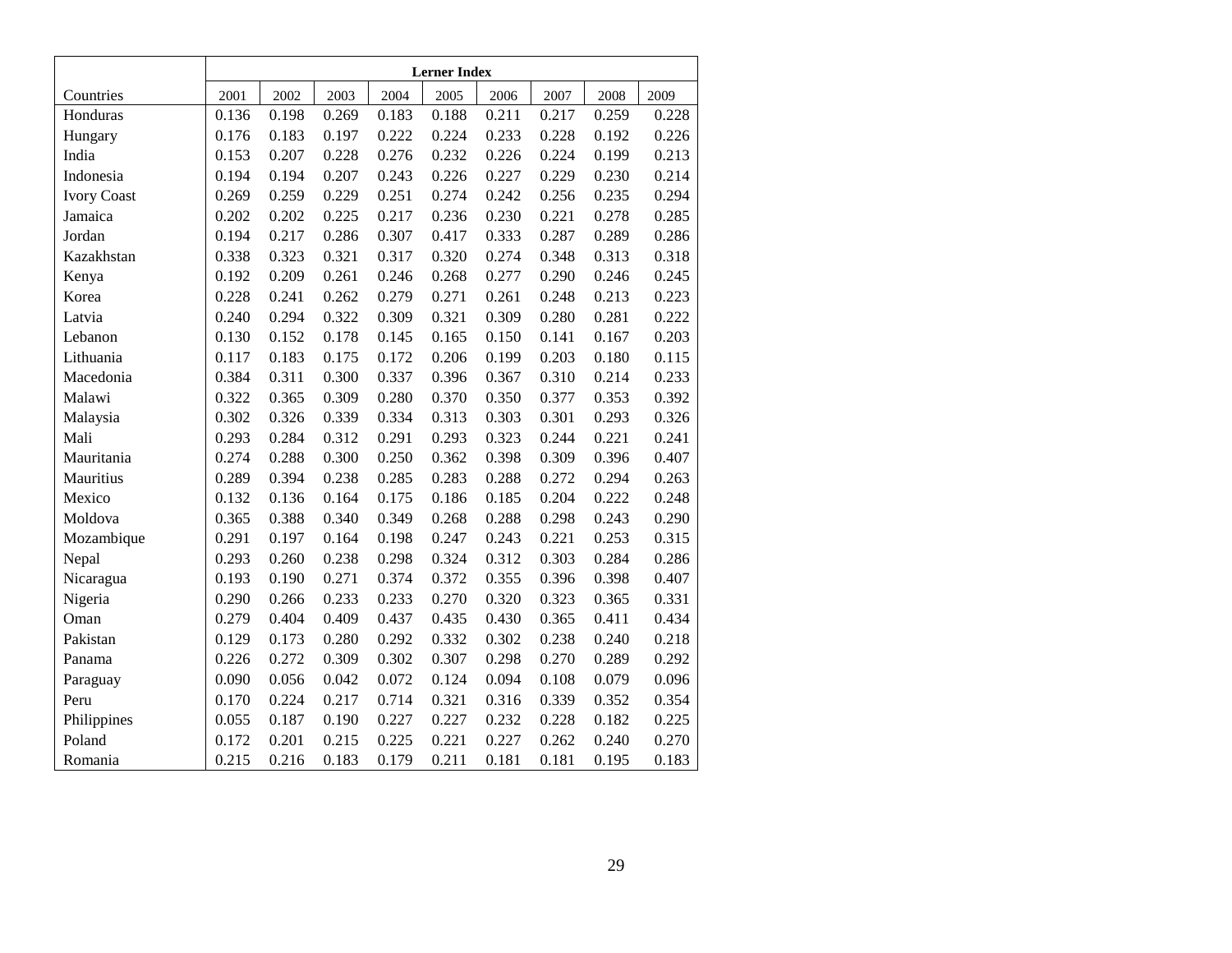| | Lerner Index | | | | | | | | |
|---|---|---|---|---|---|---|---|---|---|
| Countries | 2001 | 2002 | 2003 | 2004 | 2005 | 2006 | 2007 | 2008 | 2009 |
| Honduras | 0.136 | 0.198 | 0.269 | 0.183 | 0.188 | 0.211 | 0.217 | 0.259 | 0.228 |
| Hungary | 0.176 | 0.183 | 0.197 | 0.222 | 0.224 | 0.233 | 0.228 | 0.192 | 0.226 |
| India | 0.153 | 0.207 | 0.228 | 0.276 | 0.232 | 0.226 | 0.224 | 0.199 | 0.213 |
| Indonesia | 0.194 | 0.194 | 0.207 | 0.243 | 0.226 | 0.227 | 0.229 | 0.230 | 0.214 |
| Ivory Coast | 0.269 | 0.259 | 0.229 | 0.251 | 0.274 | 0.242 | 0.256 | 0.235 | 0.294 |
| Jamaica | 0.202 | 0.202 | 0.225 | 0.217 | 0.236 | 0.230 | 0.221 | 0.278 | 0.285 |
| Jordan | 0.194 | 0.217 | 0.286 | 0.307 | 0.417 | 0.333 | 0.287 | 0.289 | 0.286 |
| Kazakhstan | 0.338 | 0.323 | 0.321 | 0.317 | 0.320 | 0.274 | 0.348 | 0.313 | 0.318 |
| Kenya | 0.192 | 0.209 | 0.261 | 0.246 | 0.268 | 0.277 | 0.290 | 0.246 | 0.245 |
| Korea | 0.228 | 0.241 | 0.262 | 0.279 | 0.271 | 0.261 | 0.248 | 0.213 | 0.223 |
| Latvia | 0.240 | 0.294 | 0.322 | 0.309 | 0.321 | 0.309 | 0.280 | 0.281 | 0.222 |
| Lebanon | 0.130 | 0.152 | 0.178 | 0.145 | 0.165 | 0.150 | 0.141 | 0.167 | 0.203 |
| Lithuania | 0.117 | 0.183 | 0.175 | 0.172 | 0.206 | 0.199 | 0.203 | 0.180 | 0.115 |
| Macedonia | 0.384 | 0.311 | 0.300 | 0.337 | 0.396 | 0.367 | 0.310 | 0.214 | 0.233 |
| Malawi | 0.322 | 0.365 | 0.309 | 0.280 | 0.370 | 0.350 | 0.377 | 0.353 | 0.392 |
| Malaysia | 0.302 | 0.326 | 0.339 | 0.334 | 0.313 | 0.303 | 0.301 | 0.293 | 0.326 |
| Mali | 0.293 | 0.284 | 0.312 | 0.291 | 0.293 | 0.323 | 0.244 | 0.221 | 0.241 |
| Mauritania | 0.274 | 0.288 | 0.300 | 0.250 | 0.362 | 0.398 | 0.309 | 0.396 | 0.407 |
| Mauritius | 0.289 | 0.394 | 0.238 | 0.285 | 0.283 | 0.288 | 0.272 | 0.294 | 0.263 |
| Mexico | 0.132 | 0.136 | 0.164 | 0.175 | 0.186 | 0.185 | 0.204 | 0.222 | 0.248 |
| Moldova | 0.365 | 0.388 | 0.340 | 0.349 | 0.268 | 0.288 | 0.298 | 0.243 | 0.290 |
| Mozambique | 0.291 | 0.197 | 0.164 | 0.198 | 0.247 | 0.243 | 0.221 | 0.253 | 0.315 |
| Nepal | 0.293 | 0.260 | 0.238 | 0.298 | 0.324 | 0.312 | 0.303 | 0.284 | 0.286 |
| Nicaragua | 0.193 | 0.190 | 0.271 | 0.374 | 0.372 | 0.355 | 0.396 | 0.398 | 0.407 |
| Nigeria | 0.290 | 0.266 | 0.233 | 0.233 | 0.270 | 0.320 | 0.323 | 0.365 | 0.331 |
| Oman | 0.279 | 0.404 | 0.409 | 0.437 | 0.435 | 0.430 | 0.365 | 0.411 | 0.434 |
| Pakistan | 0.129 | 0.173 | 0.280 | 0.292 | 0.332 | 0.302 | 0.238 | 0.240 | 0.218 |
| Panama | 0.226 | 0.272 | 0.309 | 0.302 | 0.307 | 0.298 | 0.270 | 0.289 | 0.292 |
| Paraguay | 0.090 | 0.056 | 0.042 | 0.072 | 0.124 | 0.094 | 0.108 | 0.079 | 0.096 |
| Peru | 0.170 | 0.224 | 0.217 | 0.714 | 0.321 | 0.316 | 0.339 | 0.352 | 0.354 |
| Philippines | 0.055 | 0.187 | 0.190 | 0.227 | 0.227 | 0.232 | 0.228 | 0.182 | 0.225 |
| Poland | 0.172 | 0.201 | 0.215 | 0.225 | 0.221 | 0.227 | 0.262 | 0.240 | 0.270 |
| Romania | 0.215 | 0.216 | 0.183 | 0.179 | 0.211 | 0.181 | 0.181 | 0.195 | 0.183 |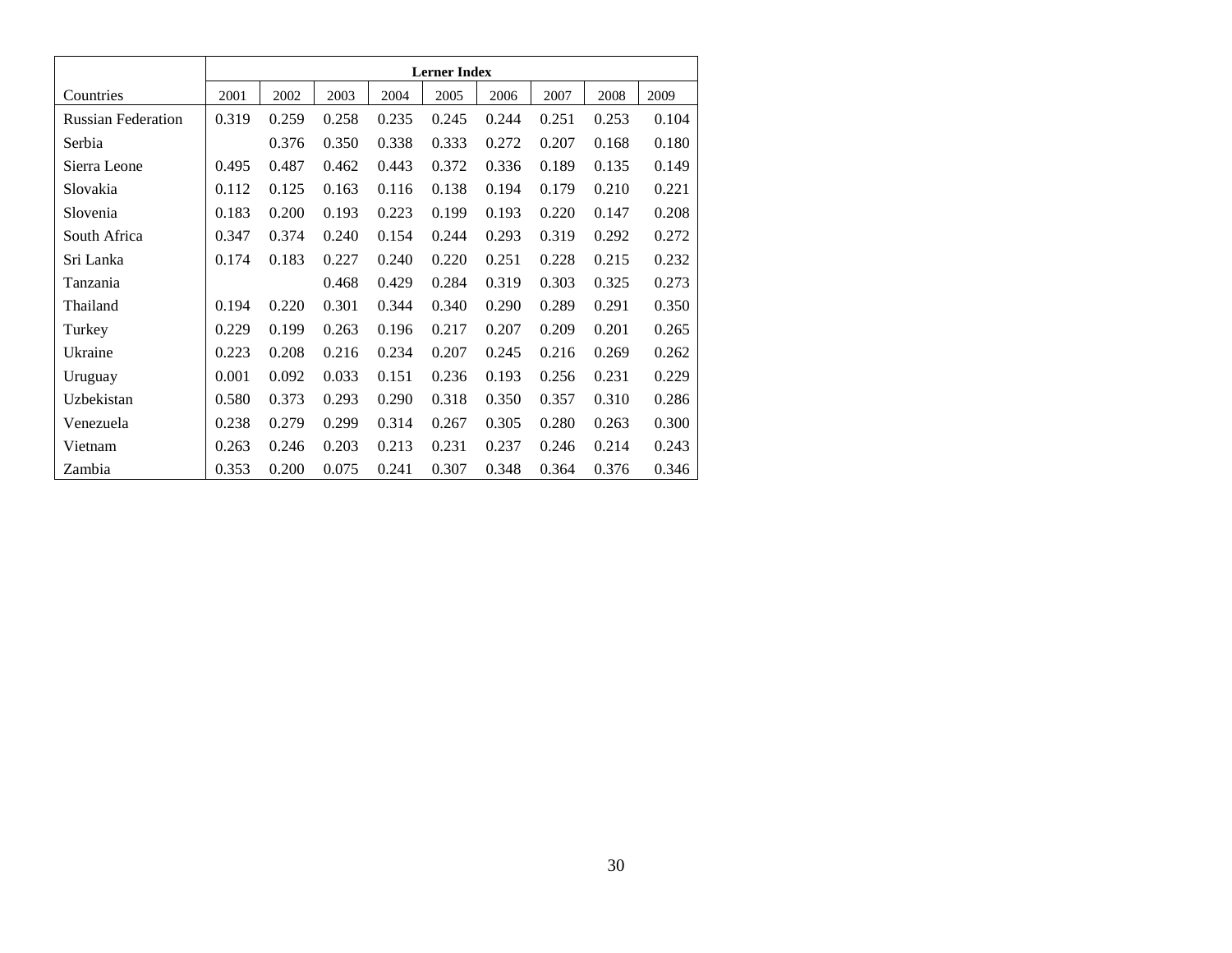| | Lerner Index | | | | | | | | |
|---|---|---|---|---|---|---|---|---|---|
| Countries | 2001 | 2002 | 2003 | 2004 | 2005 | 2006 | 2007 | 2008 | 2009 |
| Russian Federation | 0.319 | 0.259 | 0.258 | 0.235 | 0.245 | 0.244 | 0.251 | 0.253 | 0.104 |
| Serbia | | 0.376 | 0.350 | 0.338 | 0.333 | 0.272 | 0.207 | 0.168 | 0.180 |
| Sierra Leone | 0.495 | 0.487 | 0.462 | 0.443 | 0.372 | 0.336 | 0.189 | 0.135 | 0.149 |
| Slovakia | 0.112 | 0.125 | 0.163 | 0.116 | 0.138 | 0.194 | 0.179 | 0.210 | 0.221 |
| Slovenia | 0.183 | 0.200 | 0.193 | 0.223 | 0.199 | 0.193 | 0.220 | 0.147 | 0.208 |
| South Africa | 0.347 | 0.374 | 0.240 | 0.154 | 0.244 | 0.293 | 0.319 | 0.292 | 0.272 |
| Sri Lanka | 0.174 | 0.183 | 0.227 | 0.240 | 0.220 | 0.251 | 0.228 | 0.215 | 0.232 |
| Tanzania | | | 0.468 | 0.429 | 0.284 | 0.319 | 0.303 | 0.325 | 0.273 |
| Thailand | 0.194 | 0.220 | 0.301 | 0.344 | 0.340 | 0.290 | 0.289 | 0.291 | 0.350 |
| Turkey | 0.229 | 0.199 | 0.263 | 0.196 | 0.217 | 0.207 | 0.209 | 0.201 | 0.265 |
| Ukraine | 0.223 | 0.208 | 0.216 | 0.234 | 0.207 | 0.245 | 0.216 | 0.269 | 0.262 |
| Uruguay | 0.001 | 0.092 | 0.033 | 0.151 | 0.236 | 0.193 | 0.256 | 0.231 | 0.229 |
| Uzbekistan | 0.580 | 0.373 | 0.293 | 0.290 | 0.318 | 0.350 | 0.357 | 0.310 | 0.286 |
| Venezuela | 0.238 | 0.279 | 0.299 | 0.314 | 0.267 | 0.305 | 0.280 | 0.263 | 0.300 |
| Vietnam | 0.263 | 0.246 | 0.203 | 0.213 | 0.231 | 0.237 | 0.246 | 0.214 | 0.243 |
| Zambia | 0.353 | 0.200 | 0.075 | 0.241 | 0.307 | 0.348 | 0.364 | 0.376 | 0.346 |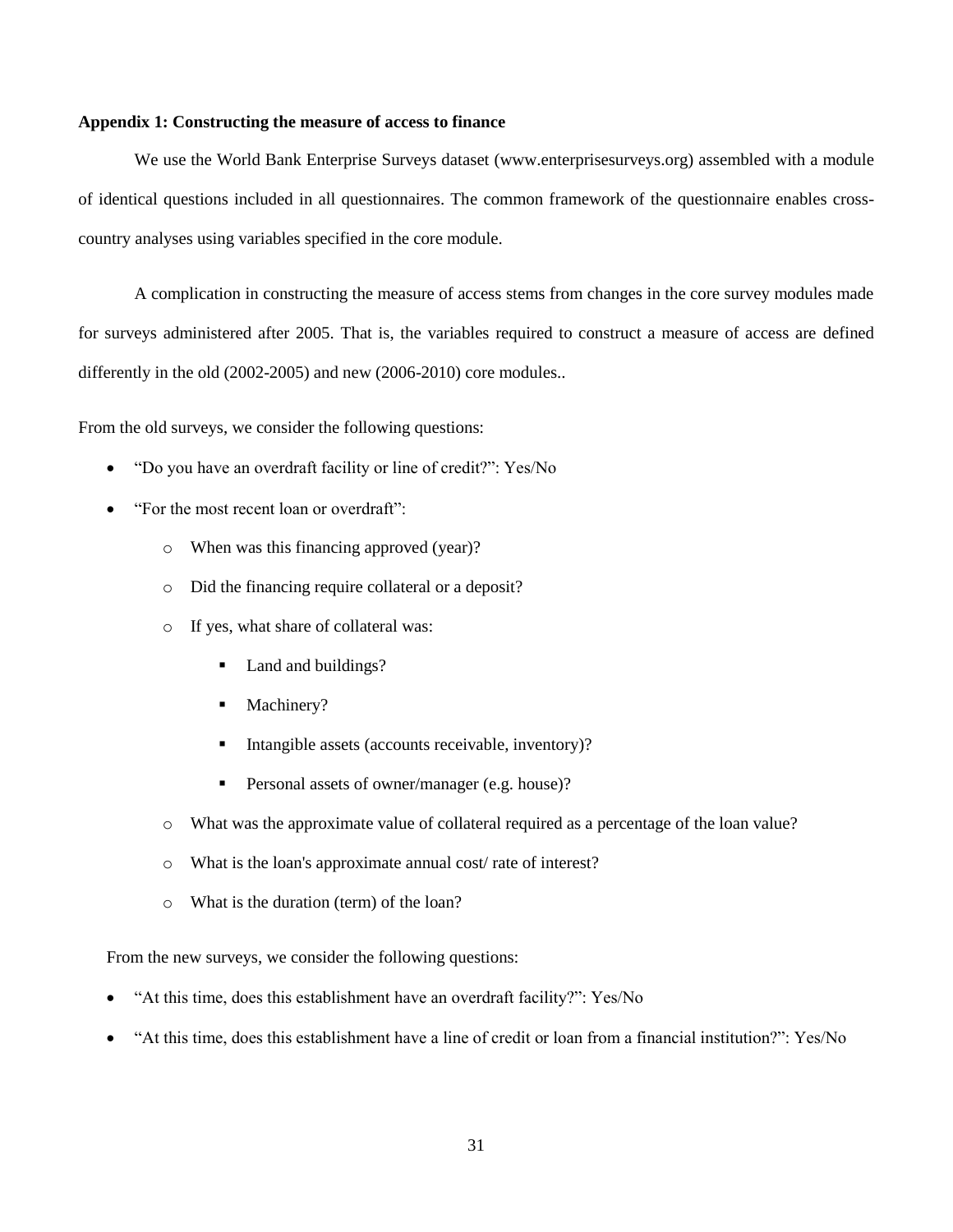**Appendix 1: Constructing the measure of access to finance**

We use the World Bank Enterprise Surveys dataset (www.enterprisesurveys.org) assembled with a module of identical questions included in all questionnaires. The common framework of the questionnaire enables cross-country analyses using variables specified in the core module.

A complication in constructing the measure of access stems from changes in the core survey modules made for surveys administered after 2005. That is, the variables required to construct a measure of access are defined differently in the old (2002-2005) and new (2006-2010) core modules..

From the old surveys, we consider the following questions:

- "Do you have an overdraft facility or line of credit?": Yes/No
- "For the most recent loan or overdraft":
  - When was this financing approved (year)?
  - Did the financing require collateral or a deposit?
  - If yes, what share of collateral was:
    - Land and buildings?
    - Machinery?
    - Intangible assets (accounts receivable, inventory)?
    - Personal assets of owner/manager (e.g. house)?
  - What was the approximate value of collateral required as a percentage of the loan value?
  - What is the loan's approximate annual cost/ rate of interest?
  - What is the duration (term) of the loan?

From the new surveys, we consider the following questions:

- "At this time, does this establishment have an overdraft facility?": Yes/No
- "At this time, does this establishment have a line of credit or loan from a financial institution?": Yes/No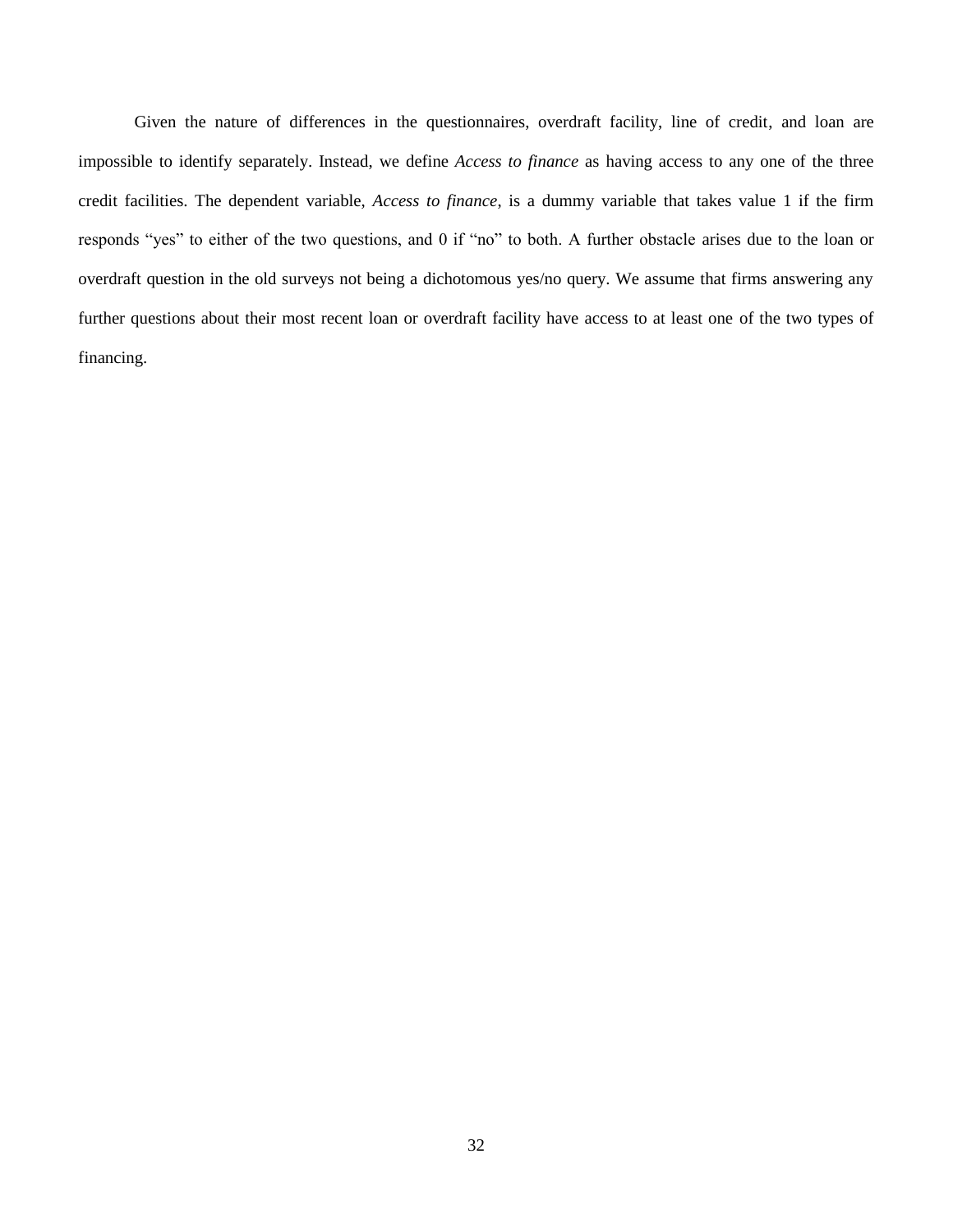Given the nature of differences in the questionnaires, overdraft facility, line of credit, and loan are impossible to identify separately. Instead, we define *Access to finance* as having access to any one of the three credit facilities. The dependent variable, *Access to finance*, is a dummy variable that takes value 1 if the firm responds "yes" to either of the two questions, and 0 if "no" to both. A further obstacle arises due to the loan or overdraft question in the old surveys not being a dichotomous yes/no query. We assume that firms answering any further questions about their most recent loan or overdraft facility have access to at least one of the two types of financing.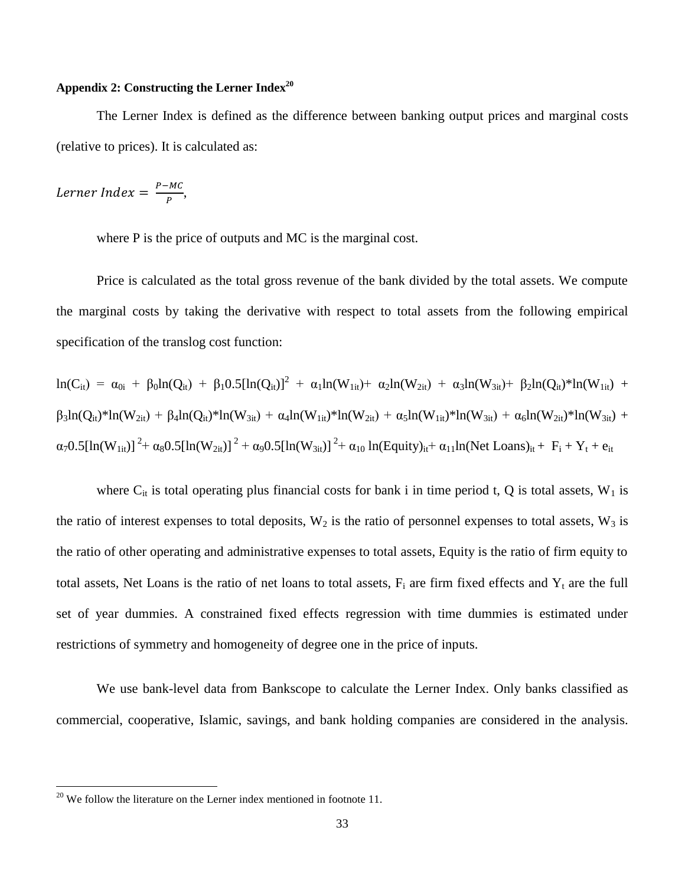**Appendix 2: Constructing the Lerner Index[20]**

The Lerner Index is defined as the difference between banking output prices and marginal costs (relative to prices). It is calculated as:

$$Lerner\ Index = \frac{P - MC}{P},$$

where P is the price of outputs and MC is the marginal cost.

Price is calculated as the total gross revenue of the bank divided by the total assets. We compute the marginal costs by taking the derivative with respect to total assets from the following empirical specification of the translog cost function:

$$\ln(C_{it}) = \alpha_{0i} + \beta_0 \ln(Q_{it}) + \beta_1 0.5[\ln(Q_{it})]^2 + \alpha_1 \ln(W_{1it}) + \alpha_2 \ln(W_{2it}) + \alpha_3 \ln(W_{3it}) + \beta_2 \ln(Q_{it})*\ln(W_{1it}) + \beta_3 \ln(Q_{it})*\ln(W_{2it}) + \beta_4 \ln(Q_{it})*\ln(W_{3it}) + \alpha_4 \ln(W_{1it})*\ln(W_{2it}) + \alpha_5 \ln(W_{1it})*\ln(W_{3it}) + \alpha_6 \ln(W_{2it})*\ln(W_{3it}) + \alpha_7 0.5[\ln(W_{1it})]^2 + \alpha_8 0.5[\ln(W_{2it})]^2 + \alpha_9 0.5[\ln(W_{3it})]^2 + \alpha_{10} \ln(Equity)_{it} + \alpha_{11} \ln(Net\ Loans)_{it} + F_i + Y_t + e_{it}$$

where $C_{it}$ is total operating plus financial costs for bank i in time period t, Q is total assets, $W_1$ is the ratio of interest expenses to total deposits, $W_2$ is the ratio of personnel expenses to total assets, $W_3$ is the ratio of other operating and administrative expenses to total assets, Equity is the ratio of firm equity to total assets, Net Loans is the ratio of net loans to total assets, $F_i$ are firm fixed effects and $Y_t$ are the full set of year dummies. A constrained fixed effects regression with time dummies is estimated under restrictions of symmetry and homogeneity of degree one in the price of inputs.

We use bank-level data from Bankscope to calculate the Lerner Index. Only banks classified as commercial, cooperative, Islamic, savings, and bank holding companies are considered in the analysis.

[20] We follow the literature on the Lerner index mentioned in footnote 11.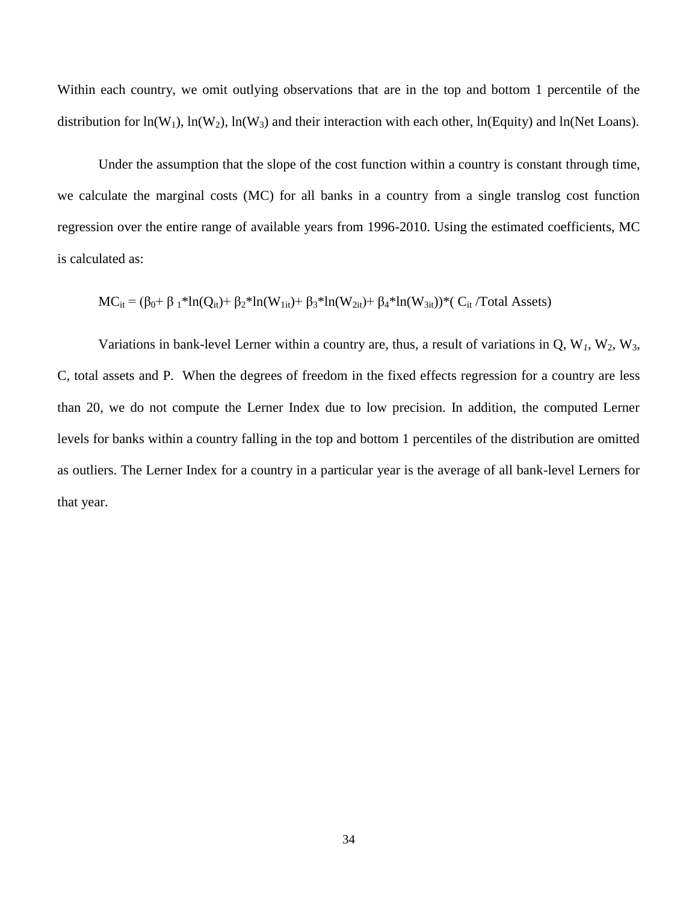Within each country, we omit outlying observations that are in the top and bottom 1 percentile of the distribution for $\ln(W_1)$, $\ln(W_2)$, $\ln(W_3)$ and their interaction with each other, ln(Equity) and ln(Net Loans).

Under the assumption that the slope of the cost function within a country is constant through time, we calculate the marginal costs (MC) for all banks in a country from a single translog cost function regression over the entire range of available years from 1996-2010. Using the estimated coefficients, MC is calculated as:

$$MC_{it} = (\beta_0 + \beta_1 * \ln(Q_{it}) + \beta_2 * \ln(W_{1it}) + \beta_3 * \ln(W_{2it}) + \beta_4 * \ln(W_{3it})) * (C_{it} / \text{Total Assets})$$

Variations in bank-level Lerner within a country are, thus, a result of variations in Q, $W_1$, $W_2$, $W_3$, C, total assets and P. When the degrees of freedom in the fixed effects regression for a country are less than 20, we do not compute the Lerner Index due to low precision. In addition, the computed Lerner levels for banks within a country falling in the top and bottom 1 percentiles of the distribution are omitted as outliers. The Lerner Index for a country in a particular year is the average of all bank-level Lerners for that year.